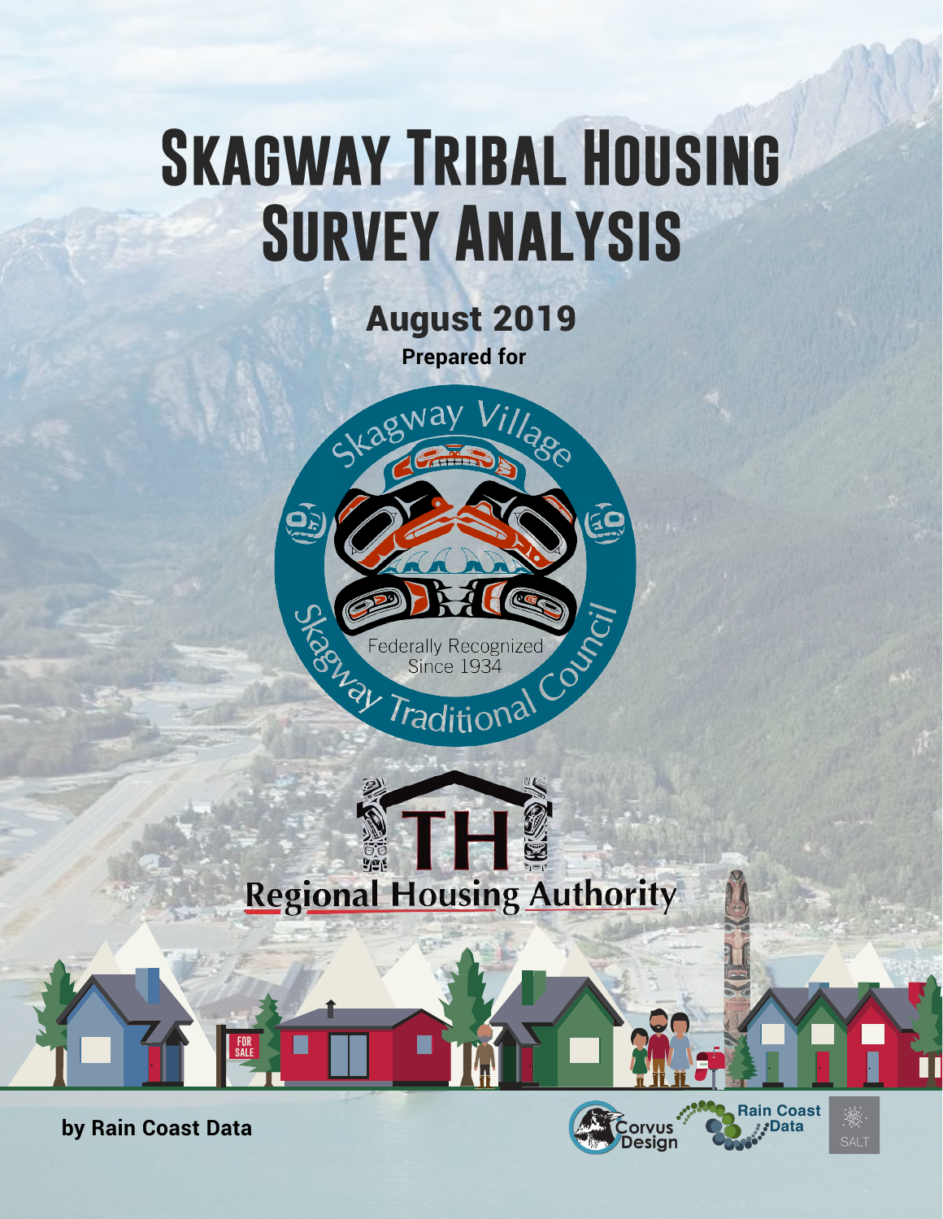# Skagway Tribal Housing Survey Analysis

## August 2019

**Prepared for**

Skagway Village
Skagway Traditional Council
Federally Recognized Since 1934

THRHA
Regional Housing Authority

**by Rain Coast Data**

Corvus Design
Rain Coast Data
SALT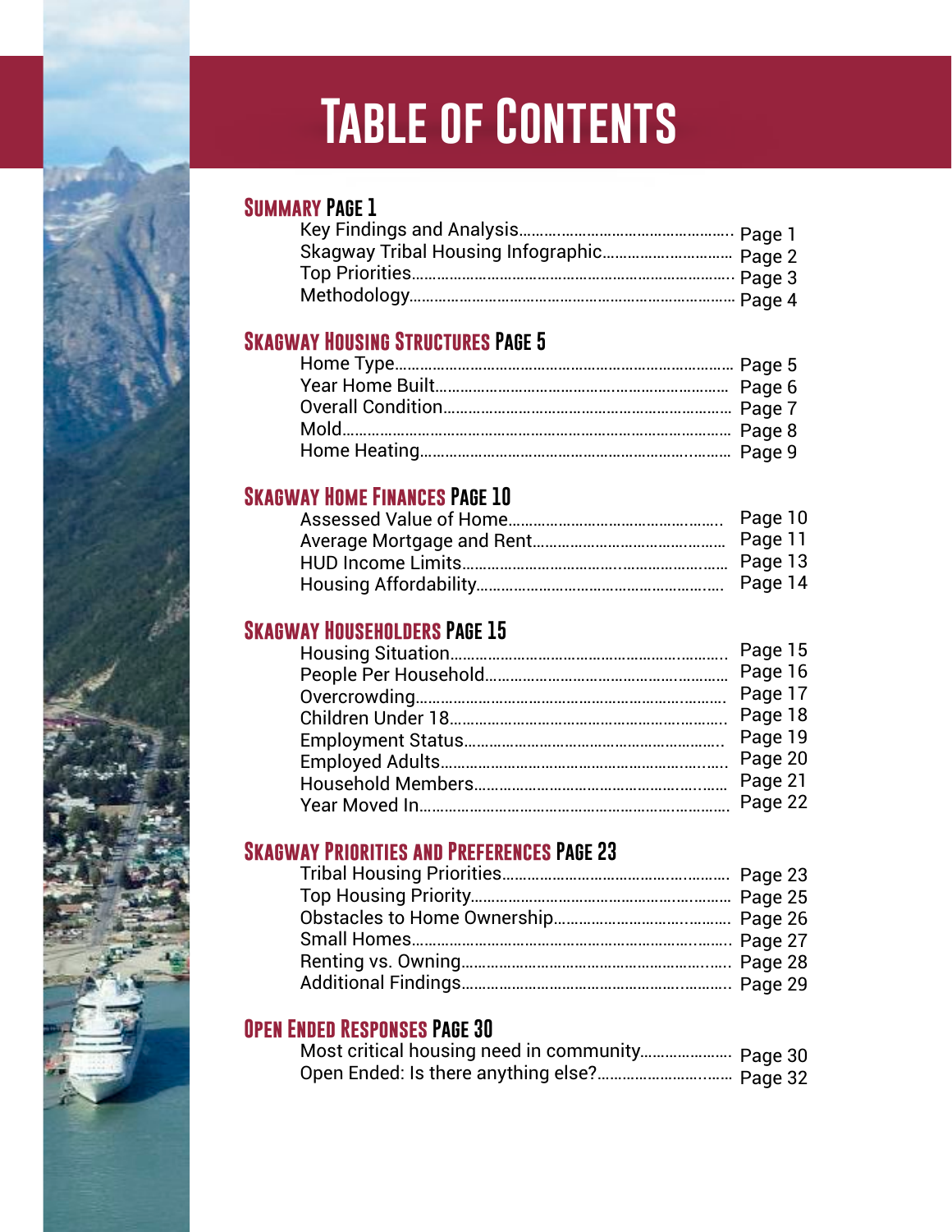# Table of Contents

## Summary Page 1

Key Findings and Analysis............................................ Page 1
Skagway Tribal Housing Infographic............................ Page 2
Top Priorities.................................................................. Page 3
Methodology.................................................................. Page 4

## Skagway Housing Structures Page 5

Home Type...................................................................... Page 5
Year Home Built............................................................. Page 6
Overall Condition........................................................... Page 7
Mold................................................................................ Page 8
Home Heating................................................................. Page 9

## Skagway Home Finances Page 10

Assessed Value of Home............................................... Page 10
Average Mortgage and Rent.......................................... Page 11
HUD Income Limits........................................................ Page 13
Housing Affordability..................................................... Page 14

## Skagway Householders Page 15

Housing Situation.......................................................... Page 15
People Per Household................................................... Page 16
Overcrowding................................................................. Page 17
Children Under 18.......................................................... Page 18
Employment Status........................................................ Page 19
Employed Adults............................................................ Page 20
Household Members...................................................... Page 21
Year Moved In................................................................ Page 22

## Skagway Priorities and Preferences Page 23

Tribal Housing Priorities................................................ Page 23
Top Housing Priority...................................................... Page 25
Obstacles to Home Ownership....................................... Page 26
Small Homes.................................................................. Page 27
Renting vs. Owning........................................................ Page 28
Additional Findings........................................................ Page 29

## Open Ended Responses Page 30

Most critical housing need in community...................... Page 30
Open Ended: Is there anything else?............................ Page 32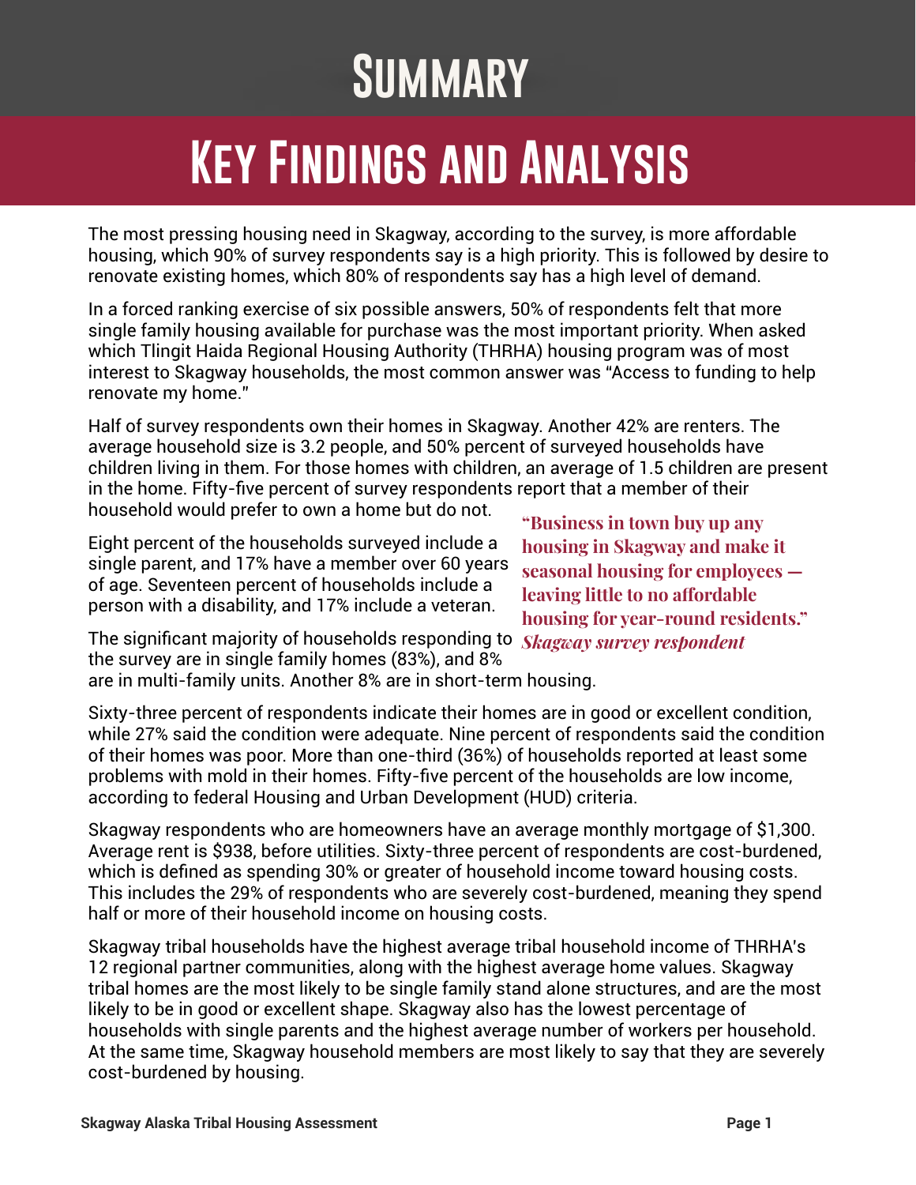# Summary

## Key Findings and Analysis

The most pressing housing need in Skagway, according to the survey, is more affordable housing, which 90% of survey respondents say is a high priority. This is followed by desire to renovate existing homes, which 80% of respondents say has a high level of demand.

In a forced ranking exercise of six possible answers, 50% of respondents felt that more single family housing available for purchase was the most important priority. When asked which Tlingit Haida Regional Housing Authority (THRHA) housing program was of most interest to Skagway households, the most common answer was "Access to funding to help renovate my home."

Half of survey respondents own their homes in Skagway. Another 42% are renters. The average household size is 3.2 people, and 50% percent of surveyed households have children living in them. For those homes with children, an average of 1.5 children are present in the home. Fifty-five percent of survey respondents report that a member of their household would prefer to own a home but do not.

> **"Business in town buy up any housing in Skagway and make it seasonal housing for employees — leaving little to no affordable housing for year-round residents."**
> ***Skagway survey respondent***

Eight percent of the households surveyed include a single parent, and 17% have a member over 60 years of age. Seventeen percent of households include a person with a disability, and 17% include a veteran.

The significant majority of households responding to the survey are in single family homes (83%), and 8% are in multi-family units. Another 8% are in short-term housing.

Sixty-three percent of respondents indicate their homes are in good or excellent condition, while 27% said the condition were adequate. Nine percent of respondents said the condition of their homes was poor. More than one-third (36%) of households reported at least some problems with mold in their homes. Fifty-five percent of the households are low income, according to federal Housing and Urban Development (HUD) criteria.

Skagway respondents who are homeowners have an average monthly mortgage of $1,300. Average rent is $938, before utilities. Sixty-three percent of respondents are cost-burdened, which is defined as spending 30% or greater of household income toward housing costs. This includes the 29% of respondents who are severely cost-burdened, meaning they spend half or more of their household income on housing costs.

Skagway tribal households have the highest average tribal household income of THRHA's 12 regional partner communities, along with the highest average home values. Skagway tribal homes are the most likely to be single family stand alone structures, and are the most likely to be in good or excellent shape. Skagway also has the lowest percentage of households with single parents and the highest average number of workers per household. At the same time, Skagway household members are most likely to say that they are severely cost-burdened by housing.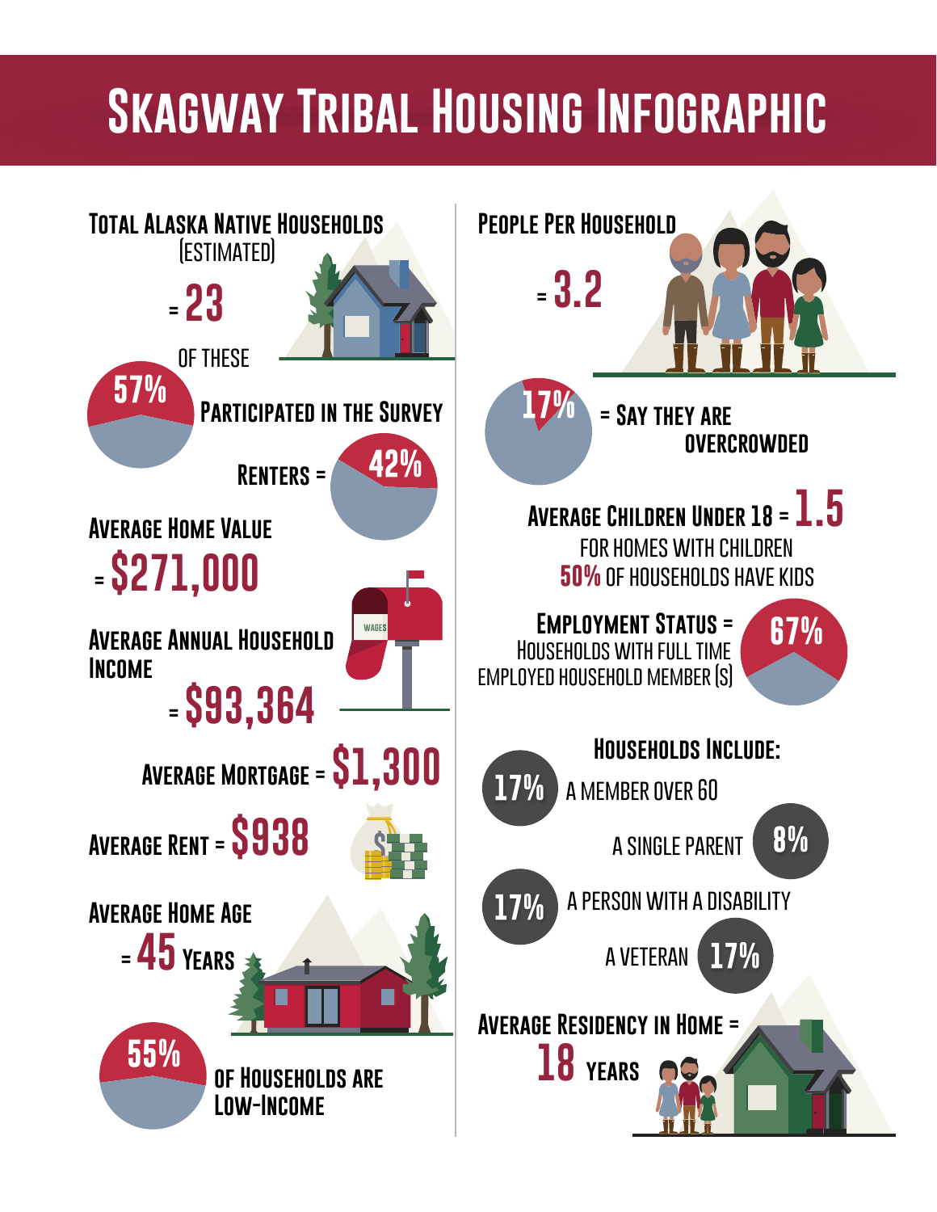# Skagway Tribal Housing Infographic

**Total Alaska Native Households** (Estimated) = **23**

Of these **57%** **Participated in the Survey**

**Renters** = **42%**

**Average Home Value** = **$271,000**

**Average Annual Household Income** = **$93,364**

**Average Mortgage** = **$1,300**

**Average Rent** = **$938**

**Average Home Age** = **45 Years**

**55%** **of Households are Low-Income**

**People Per Household** = **3.2**

**17%** = **Say they are overcrowded**

**Average Children Under 18** = **1.5**
For homes with children
**50%** of households have kids

**Employment Status** = **67%**
Households with full time employed household member(s)

**Households Include:**

- **17%** A member over 60
- **8%** A single parent
- **17%** A person with a disability
- **17%** A veteran

**Average Residency in Home** = **18 Years**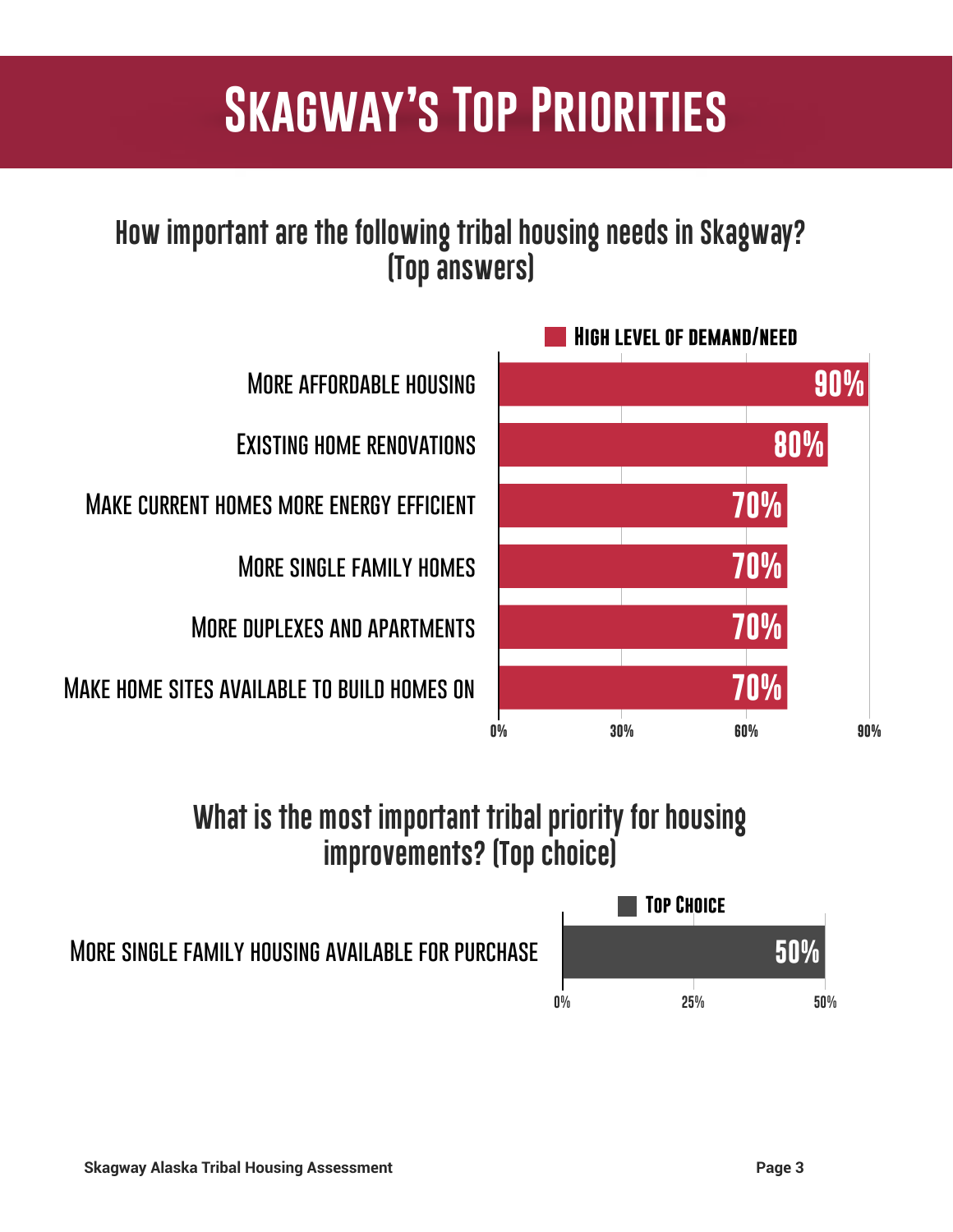# Skagway's Top Priorities

## How important are the following tribal housing needs in Skagway? (Top answers)

| | High level of demand/need |
|---|---|
| More affordable housing | 90% |
| Existing home renovations | 80% |
| Make current homes more energy efficient | 70% |
| More single family homes | 70% |
| More duplexes and apartments | 70% |
| Make home sites available to build homes on | 70% |

## What is the most important tribal priority for housing improvements? (Top choice)

| | Top Choice |
|---|---|
| More single family housing available for purchase | 50% |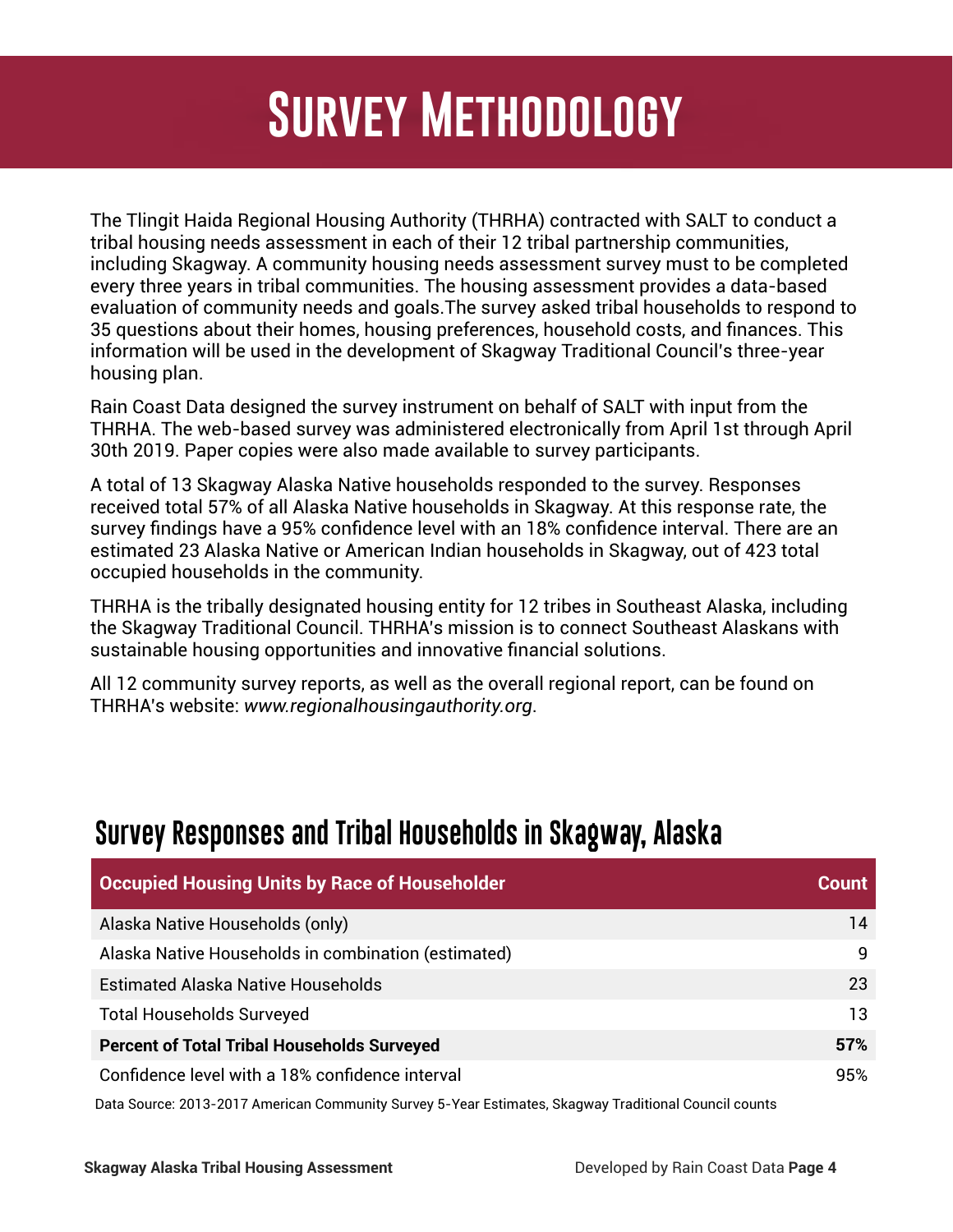# Survey Methodology

The Tlingit Haida Regional Housing Authority (THRHA) contracted with SALT to conduct a tribal housing needs assessment in each of their 12 tribal partnership communities, including Skagway. A community housing needs assessment survey must to be completed every three years in tribal communities. The housing assessment provides a data-based evaluation of community needs and goals.The survey asked tribal households to respond to 35 questions about their homes, housing preferences, household costs, and finances. This information will be used in the development of Skagway Traditional Council's three-year housing plan.

Rain Coast Data designed the survey instrument on behalf of SALT with input from the THRHA. The web-based survey was administered electronically from April 1st through April 30th 2019. Paper copies were also made available to survey participants.

A total of 13 Skagway Alaska Native households responded to the survey. Responses received total 57% of all Alaska Native households in Skagway. At this response rate, the survey findings have a 95% confidence level with an 18% confidence interval. There are an estimated 23 Alaska Native or American Indian households in Skagway, out of 423 total occupied households in the community.

THRHA is the tribally designated housing entity for 12 tribes in Southeast Alaska, including the Skagway Traditional Council. THRHA's mission is to connect Southeast Alaskans with sustainable housing opportunities and innovative financial solutions.

All 12 community survey reports, as well as the overall regional report, can be found on THRHA's website: *www.regionalhousingauthority.org*.

## Survey Responses and Tribal Households in Skagway, Alaska

| Occupied Housing Units by Race of Householder | Count |
|---|---|
| Alaska Native Households (only) | 14 |
| Alaska Native Households in combination (estimated) | 9 |
| Estimated Alaska Native Households | 23 |
| Total Households Surveyed | 13 |
| **Percent of Total Tribal Households Surveyed** | **57%** |
| Confidence level with a 18% confidence interval | 95% |

Data Source: 2013-2017 American Community Survey 5-Year Estimates, Skagway Traditional Council counts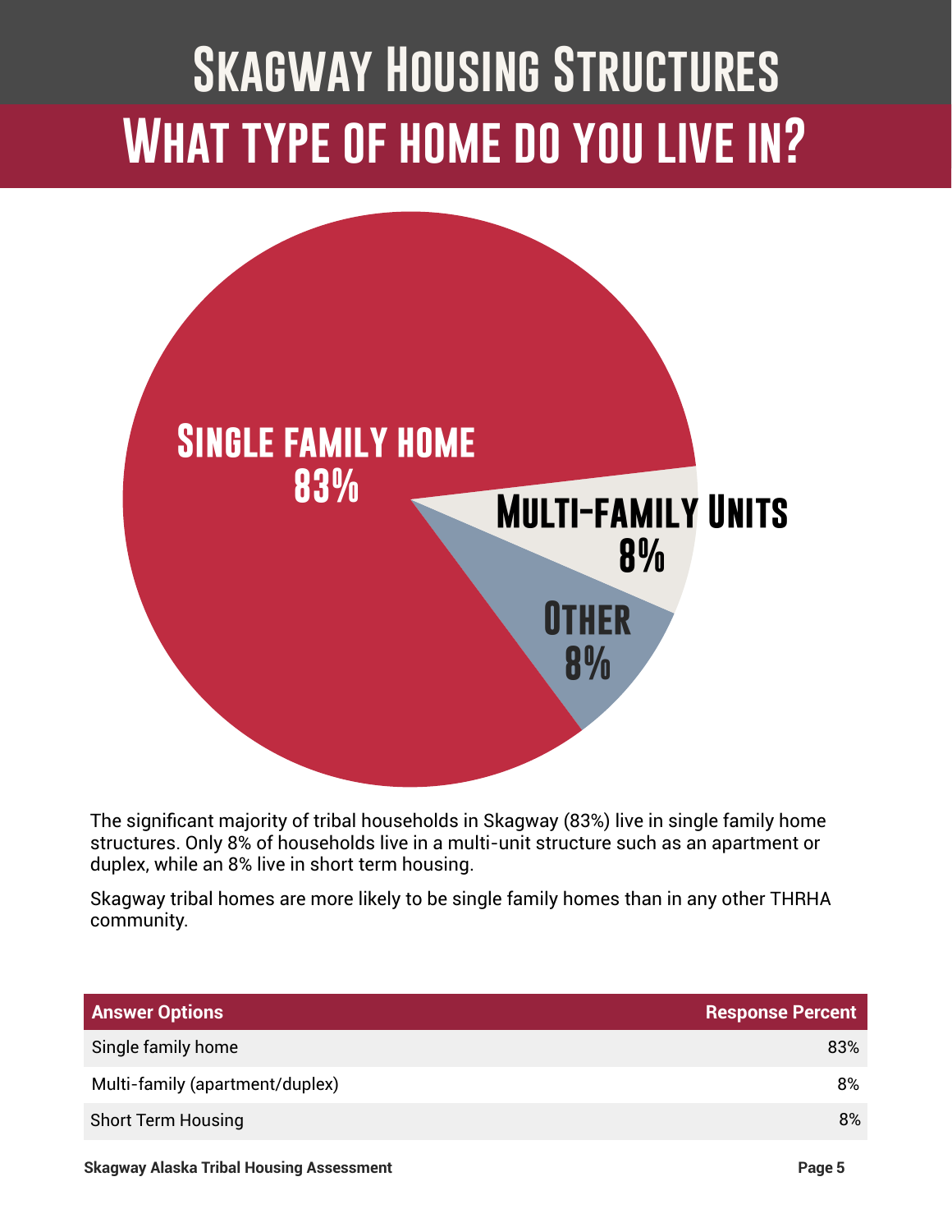# Skagway Housing Structures

## What type of home do you live in?

Single family home
83%

Multi-family Units
8%

Other
8%

The significant majority of tribal households in Skagway (83%) live in single family home structures. Only 8% of households live in a multi-unit structure such as an apartment or duplex, while an 8% live in short term housing.

Skagway tribal homes are more likely to be single family homes than in any other THRHA community.

| Answer Options | Response Percent |
|---|---|
| Single family home | 83% |
| Multi-family (apartment/duplex) | 8% |
| Short Term Housing | 8% |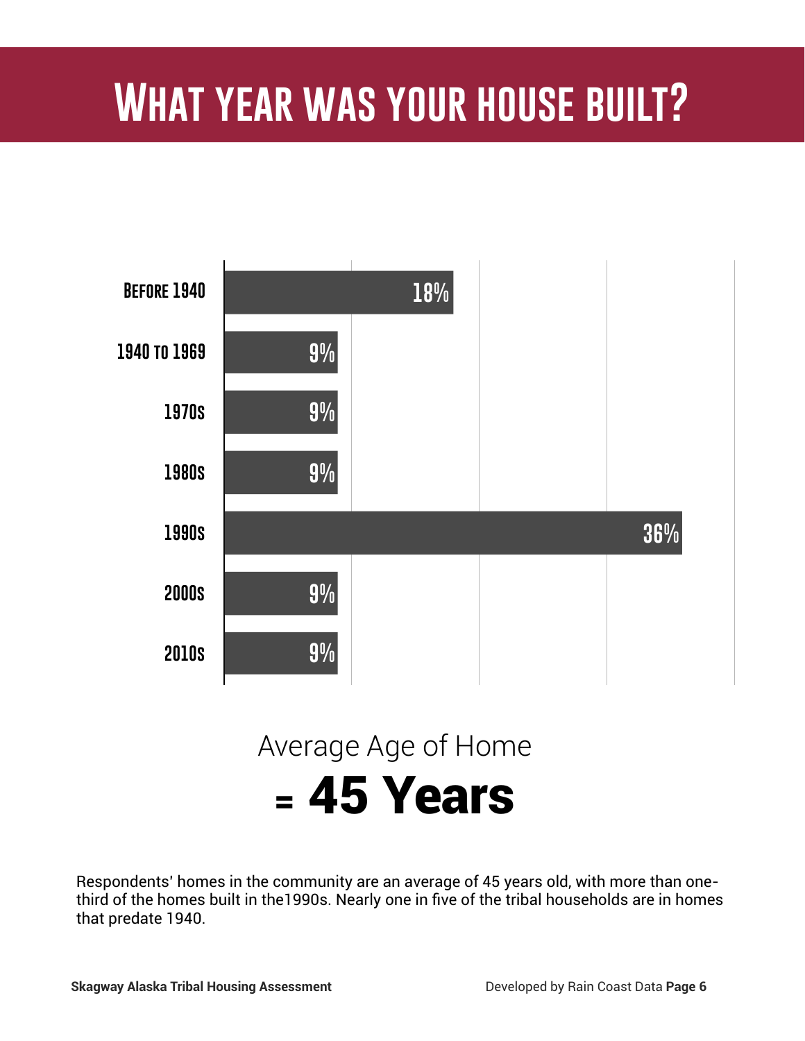# What year was your house built?

| Year Built | Percent |
|---|---|
| Before 1940 | 18% |
| 1940 to 1969 | 9% |
| 1970s | 9% |
| 1980s | 9% |
| 1990s | 36% |
| 2000s | 9% |
| 2010s | 9% |

Average Age of Home

**= 45 Years**

Respondents' homes in the community are an average of 45 years old, with more than one-third of the homes built in the1990s. Nearly one in five of the tribal households are in homes that predate 1940.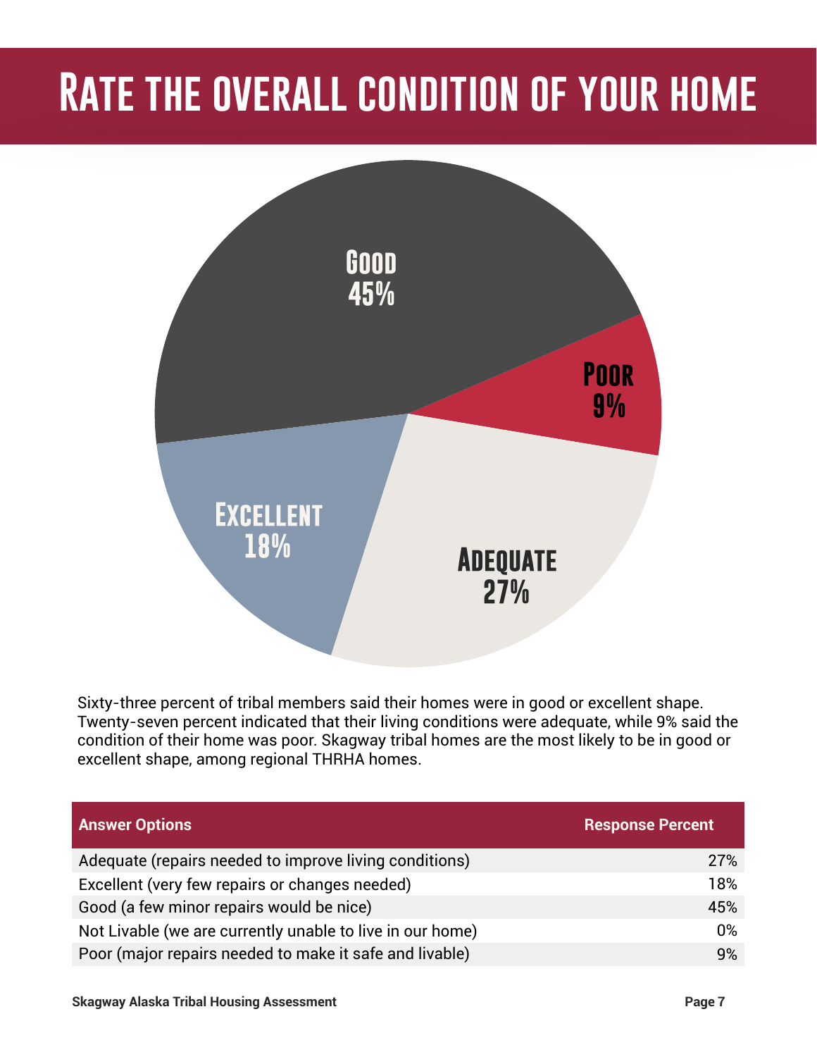# Rate the overall condition of your home

Good 45%

Poor 9%

Excellent 18%

Adequate 27%

Sixty-three percent of tribal members said their homes were in good or excellent shape. Twenty-seven percent indicated that their living conditions were adequate, while 9% said the condition of their home was poor. Skagway tribal homes are the most likely to be in good or excellent shape, among regional THRHA homes.

| Answer Options | Response Percent |
| --- | --- |
| Adequate (repairs needed to improve living conditions) | 27% |
| Excellent (very few repairs or changes needed) | 18% |
| Good (a few minor repairs would be nice) | 45% |
| Not Livable (we are currently unable to live in our home) | 0% |
| Poor (major repairs needed to make it safe and livable) | 9% |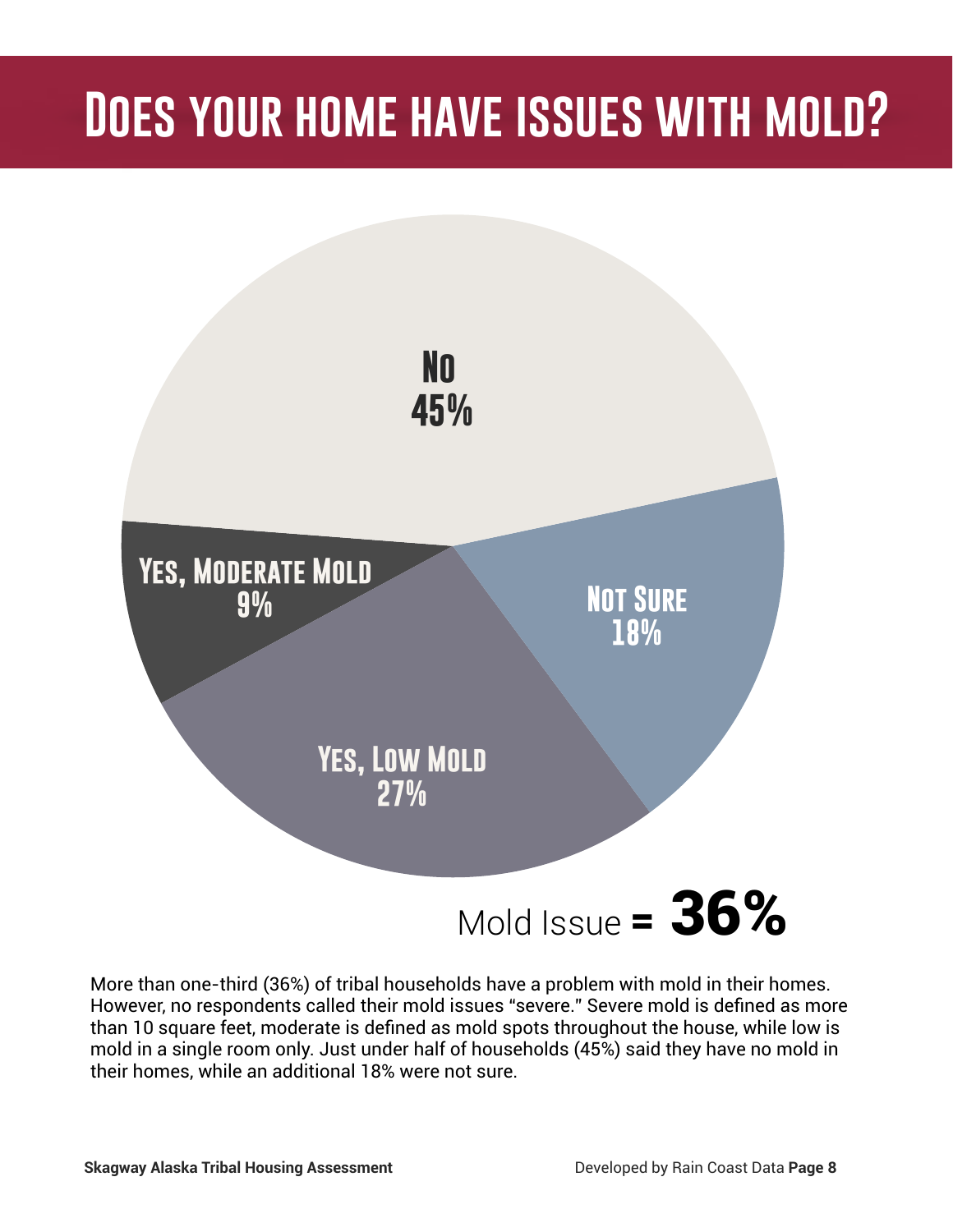# Does your home have issues with mold?

No 45%

Not Sure 18%

Yes, Low Mold 27%

Yes, Moderate Mold 9%

Mold Issue = **36%**

More than one-third (36%) of tribal households have a problem with mold in their homes. However, no respondents called their mold issues "severe." Severe mold is defined as more than 10 square feet, moderate is defined as mold spots throughout the house, while low is mold in a single room only. Just under half of households (45%) said they have no mold in their homes, while an additional 18% were not sure.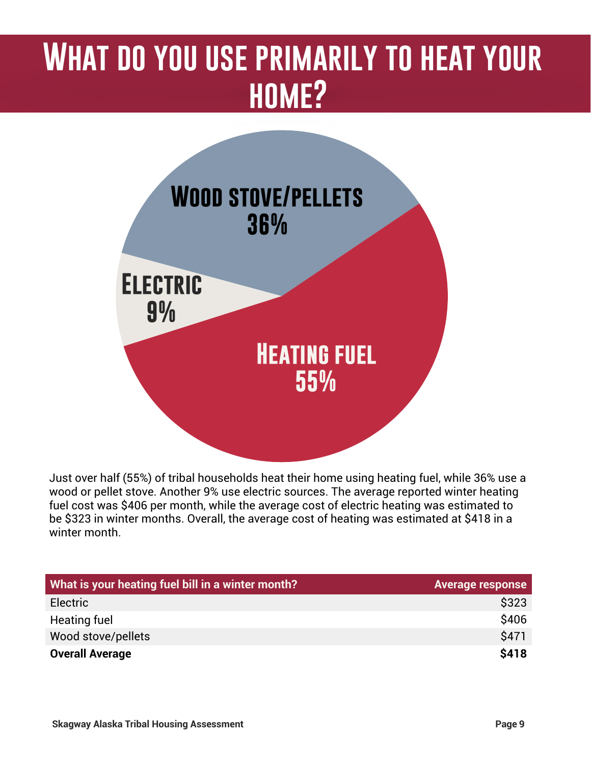# What do you use primarily to heat your home?

Wood stove/pellets 36%

Electric 9%

Heating fuel 55%

Just over half (55%) of tribal households heat their home using heating fuel, while 36% use a wood or pellet stove. Another 9% use electric sources. The average reported winter heating fuel cost was $406 per month, while the average cost of electric heating was estimated to be $323 in winter months. Overall, the average cost of heating was estimated at $418 in a winter month.

| What is your heating fuel bill in a winter month? | Average response |
|---|---|
| Electric | $323 |
| Heating fuel | $406 |
| Wood stove/pellets | $471 |
| **Overall Average** | **$418** |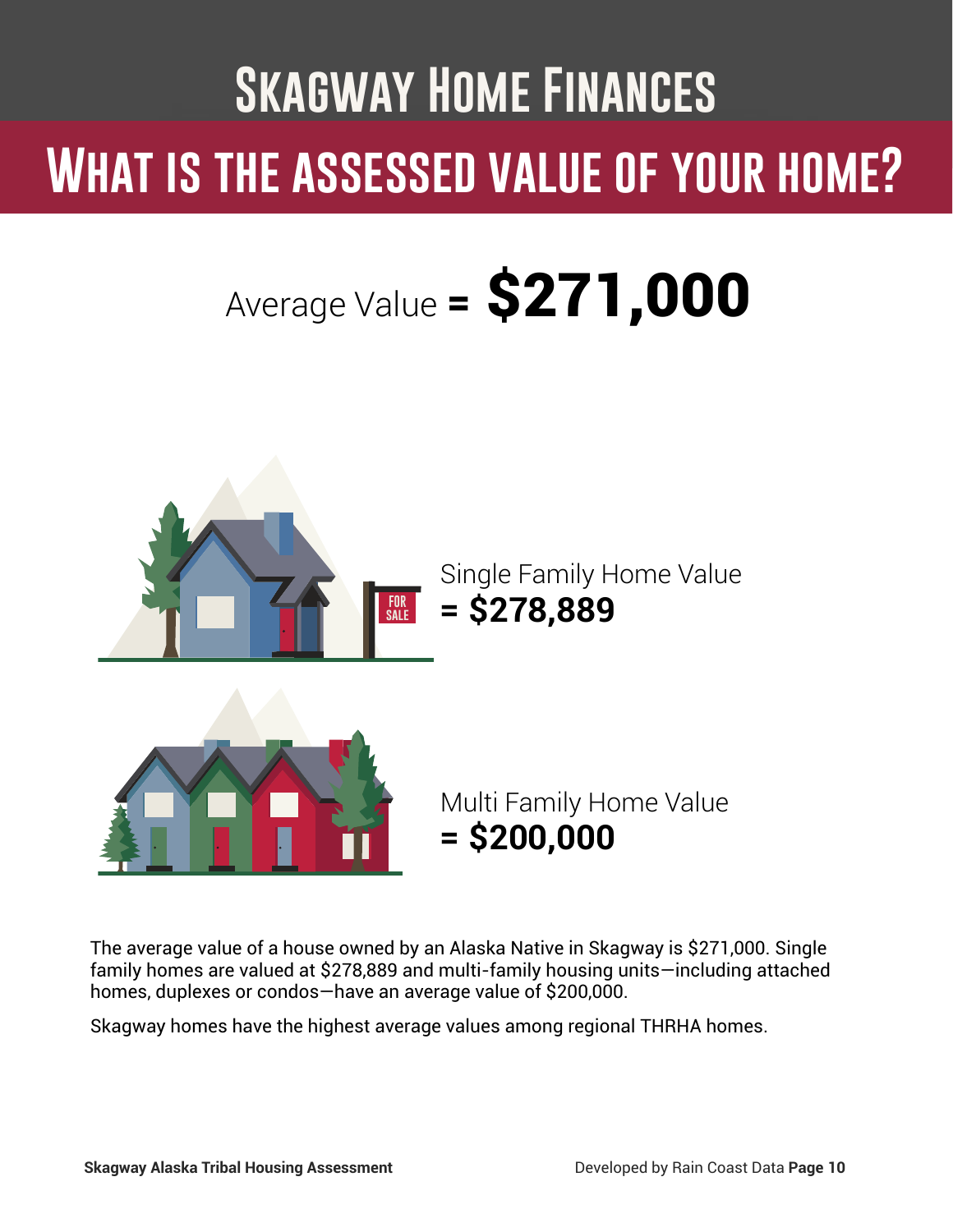# Skagway Home Finances

## What is the assessed value of your home?

Average Value = **$271,000**

Single Family Home Value
**= $278,889**

Multi Family Home Value
**= $200,000**

The average value of a house owned by an Alaska Native in Skagway is $271,000. Single family homes are valued at $278,889 and multi-family housing units—including attached homes, duplexes or condos—have an average value of $200,000.

Skagway homes have the highest average values among regional THRHA homes.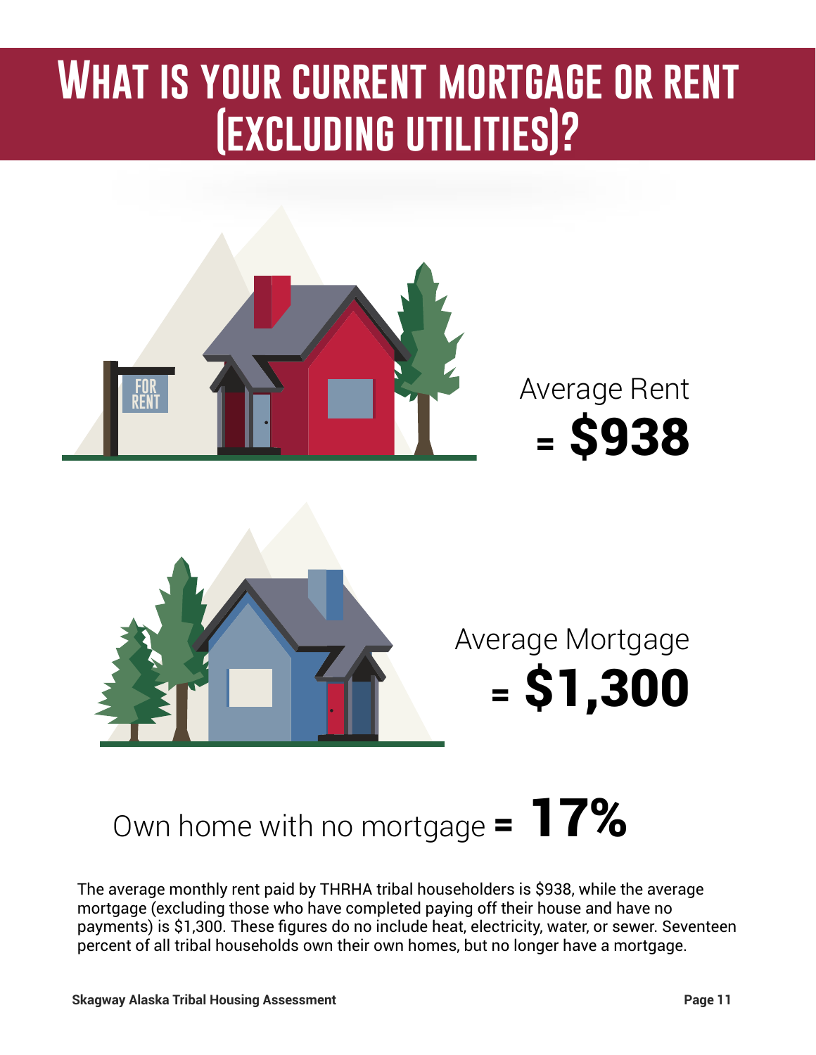# What is your current mortgage or rent (excluding utilities)?

Average Rent **= $938**

Average Mortgage **= $1,300**

Own home with no mortgage **= 17%**

The average monthly rent paid by THRHA tribal householders is $938, while the average mortgage (excluding those who have completed paying off their house and have no payments) is $1,300. These figures do no include heat, electricity, water, or sewer. Seventeen percent of all tribal households own their own homes, but no longer have a mortgage.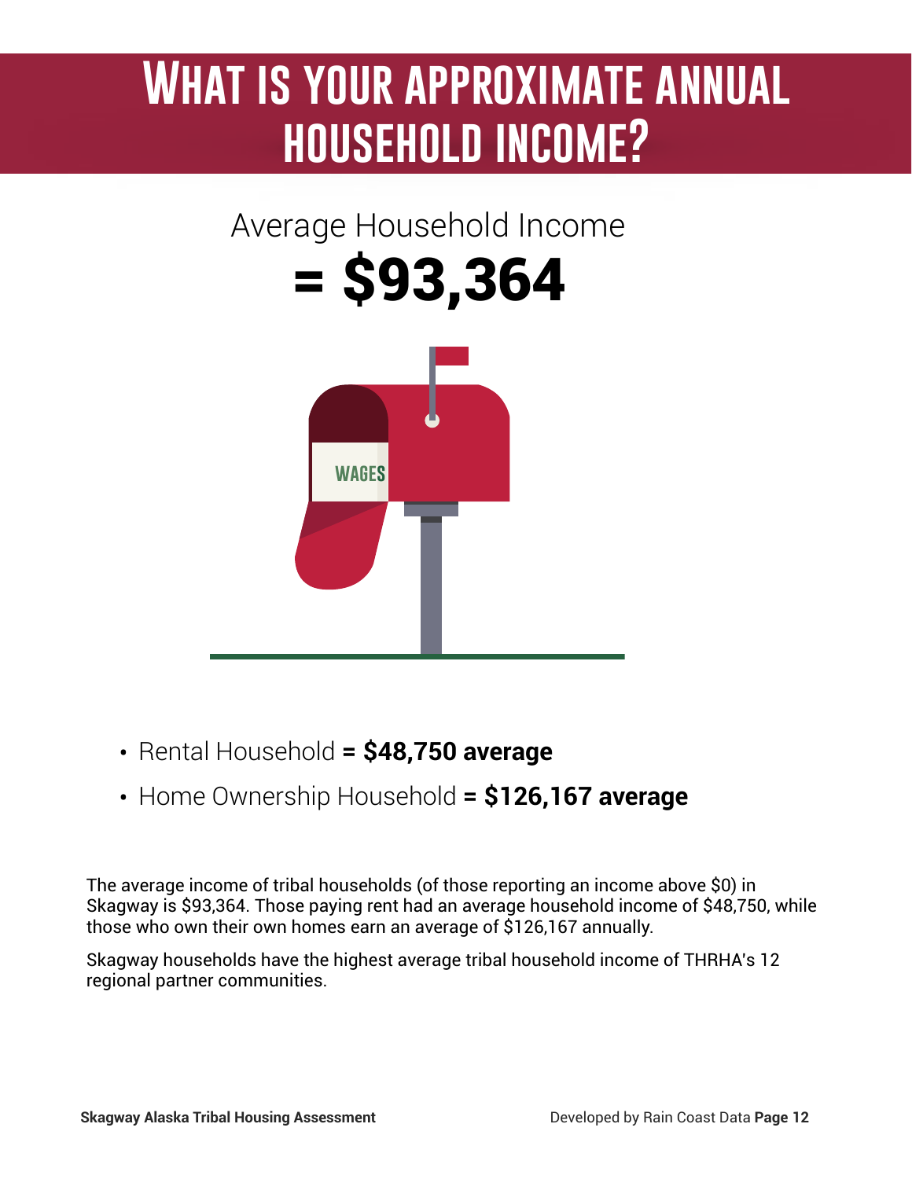# What is your approximate annual household income?

Average Household Income

**= $93,364**

- Rental Household **= $48,750 average**
- Home Ownership Household **= $126,167 average**

The average income of tribal households (of those reporting an income above $0) in Skagway is $93,364. Those paying rent had an average household income of $48,750, while those who own their own homes earn an average of $126,167 annually.

Skagway households have the highest average tribal household income of THRHA's 12 regional partner communities.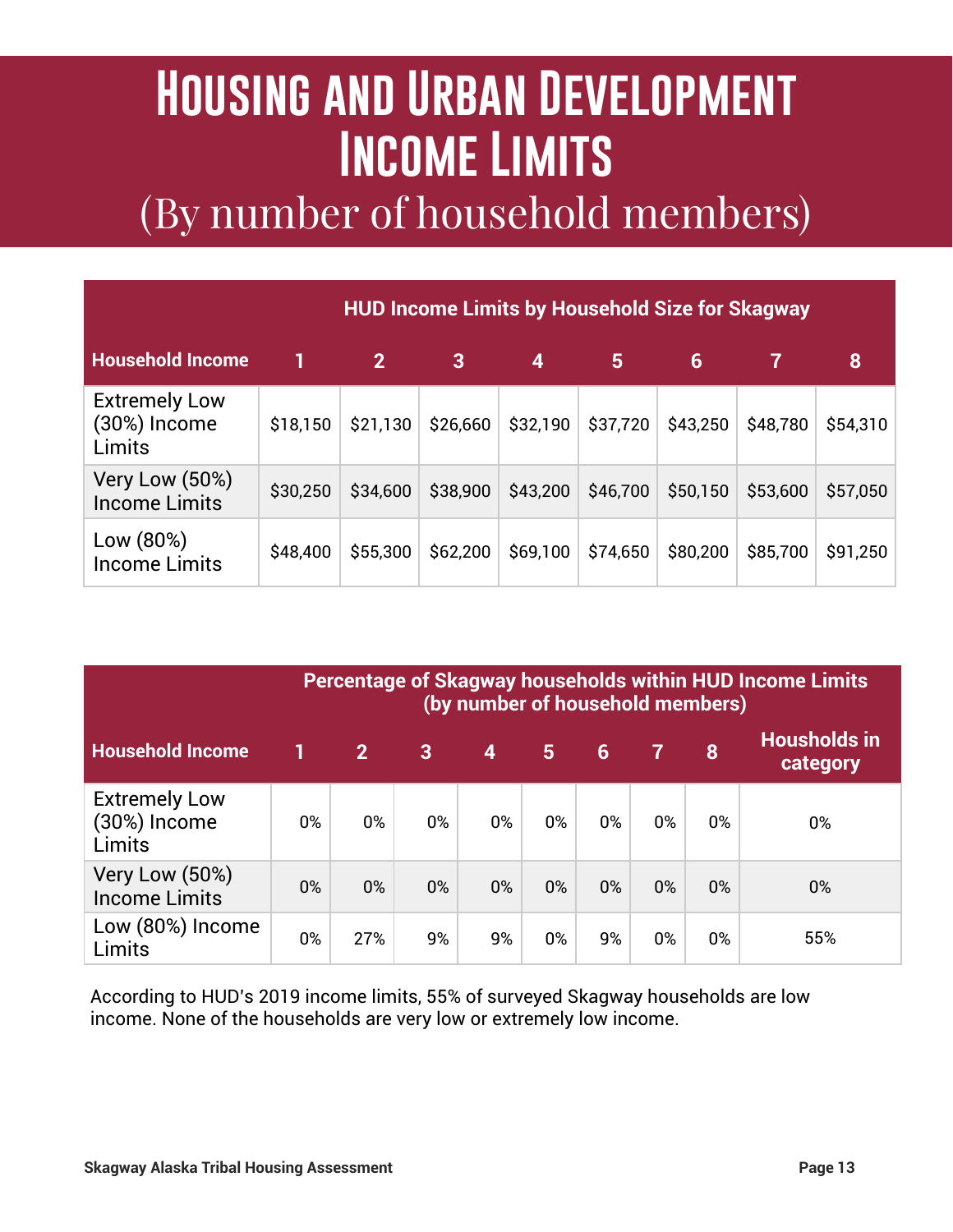# Housing and Urban Development Income Limits

## (By number of household members)

| | HUD Income Limits by Household Size for Skagway | | | | | | | |
|---|---|---|---|---|---|---|---|---|
| Household Income | 1 | 2 | 3 | 4 | 5 | 6 | 7 | 8 |
| Extremely Low (30%) Income Limits | $18,150 | $21,130 | $26,660 | $32,190 | $37,720 | $43,250 | $48,780 | $54,310 |
| Very Low (50%) Income Limits | $30,250 | $34,600 | $38,900 | $43,200 | $46,700 | $50,150 | $53,600 | $57,050 |
| Low (80%) Income Limits | $48,400 | $55,300 | $62,200 | $69,100 | $74,650 | $80,200 | $85,700 | $91,250 |

| | Percentage of Skagway households within HUD Income Limits (by number of household members) | | | | | | | | |
|---|---|---|---|---|---|---|---|---|---|
| Household Income | 1 | 2 | 3 | 4 | 5 | 6 | 7 | 8 | Housholds in category |
| Extremely Low (30%) Income Limits | 0% | 0% | 0% | 0% | 0% | 0% | 0% | 0% | 0% |
| Very Low (50%) Income Limits | 0% | 0% | 0% | 0% | 0% | 0% | 0% | 0% | 0% |
| Low (80%) Income Limits | 0% | 27% | 9% | 9% | 0% | 9% | 0% | 0% | 55% |

According to HUD's 2019 income limits, 55% of surveyed Skagway households are low income. None of the households are very low or extremely low income.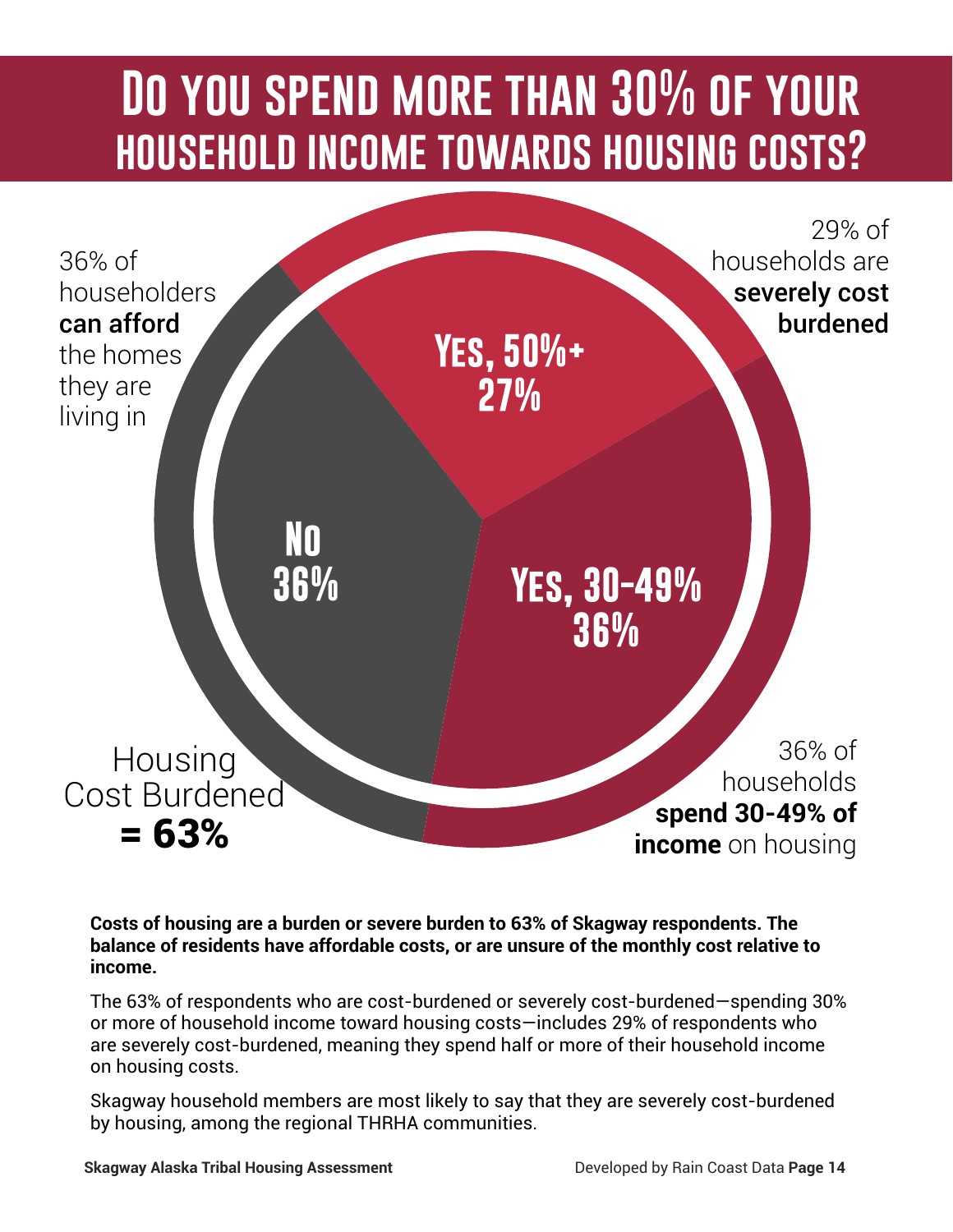# Do you spend more than 30% of your household income towards housing costs?

36% of householders **can afford** the homes they are living in

29% of households are **severely cost burdened**

Yes, 50%+ 27%

No 36%

Yes, 30-49% 36%

Housing Cost Burdened **= 63%**

36% of households **spend 30-49% of income** on housing

**Costs of housing are a burden or severe burden to 63% of Skagway respondents. The balance of residents have affordable costs, or are unsure of the monthly cost relative to income.**

The 63% of respondents who are cost-burdened or severely cost-burdened—spending 30% or more of household income toward housing costs—includes 29% of respondents who are severely cost-burdened, meaning they spend half or more of their household income on housing costs.

Skagway household members are most likely to say that they are severely cost-burdened by housing, among the regional THRHA communities.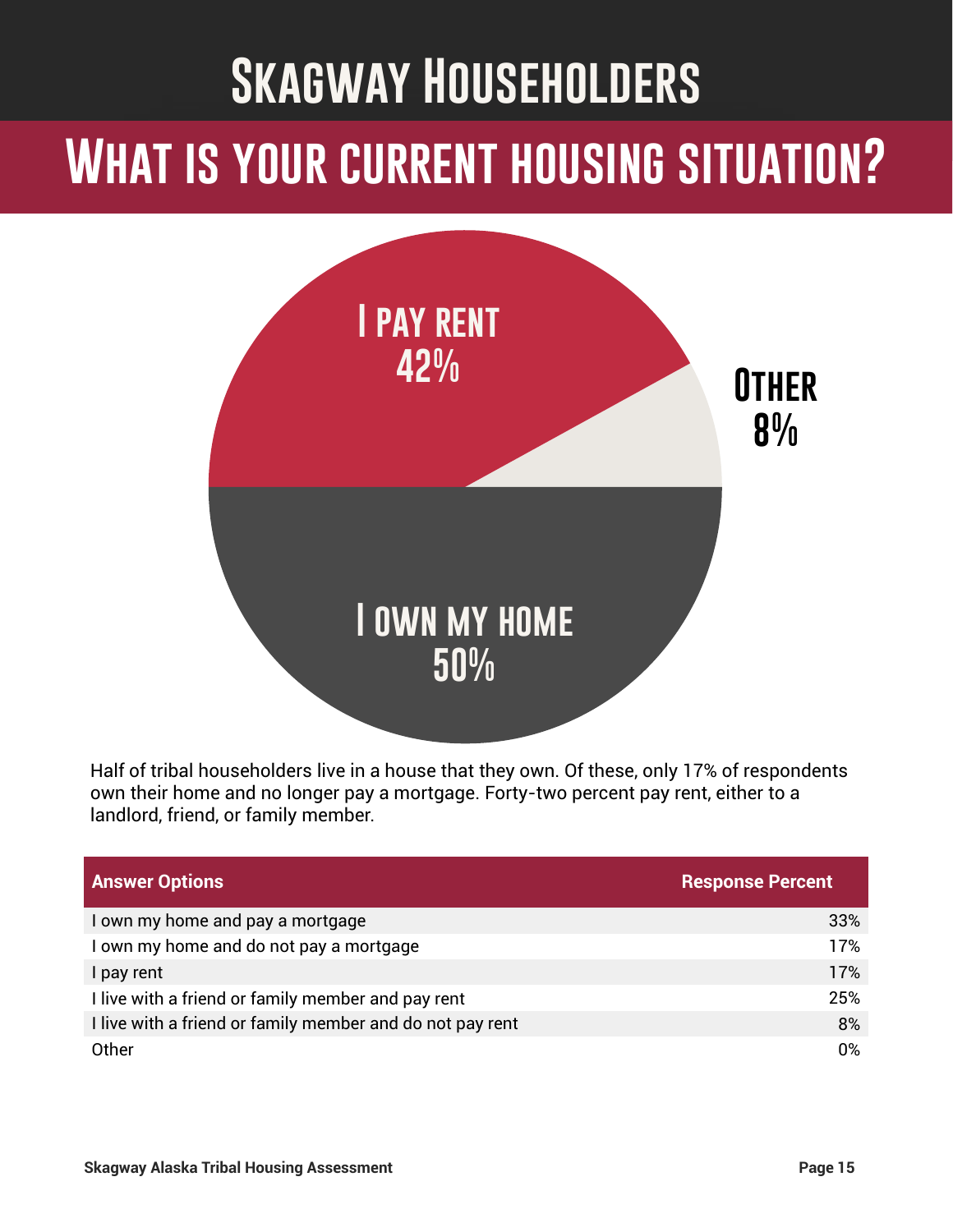# Skagway Householders

## What is your current housing situation?

I pay rent 42%

Other 8%

I own my home 50%

Half of tribal householders live in a house that they own. Of these, only 17% of respondents own their home and no longer pay a mortgage. Forty-two percent pay rent, either to a landlord, friend, or family member.

| Answer Options | Response Percent |
|---|---|
| I own my home and pay a mortgage | 33% |
| I own my home and do not pay a mortgage | 17% |
| I pay rent | 17% |
| I live with a friend or family member and pay rent | 25% |
| I live with a friend or family member and do not pay rent | 8% |
| Other | 0% |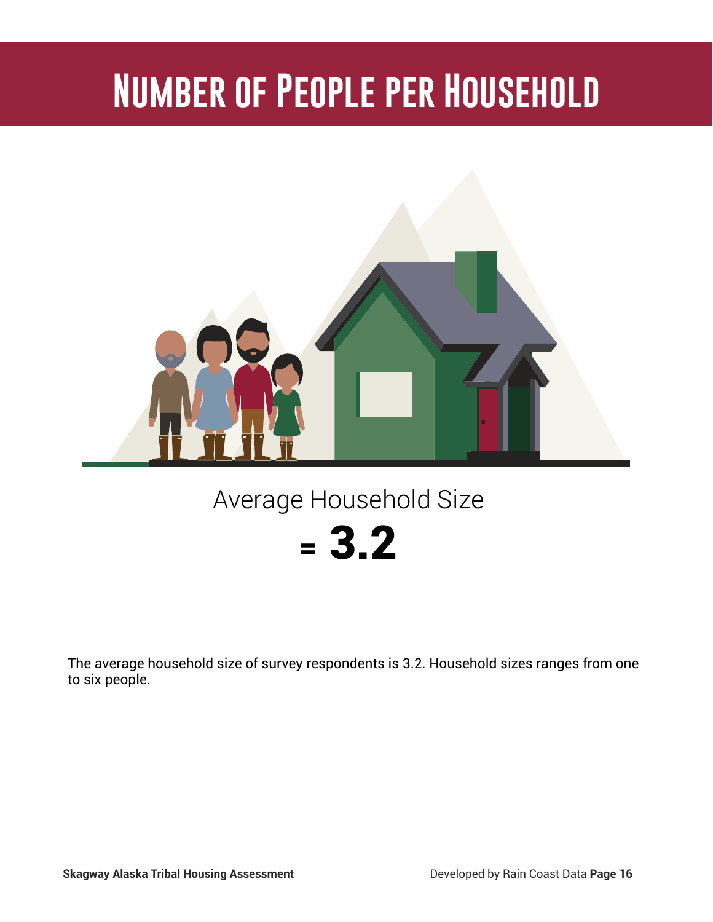# Number of People per Household

Average Household Size

**= 3.2**

The average household size of survey respondents is 3.2. Household sizes ranges from one to six people.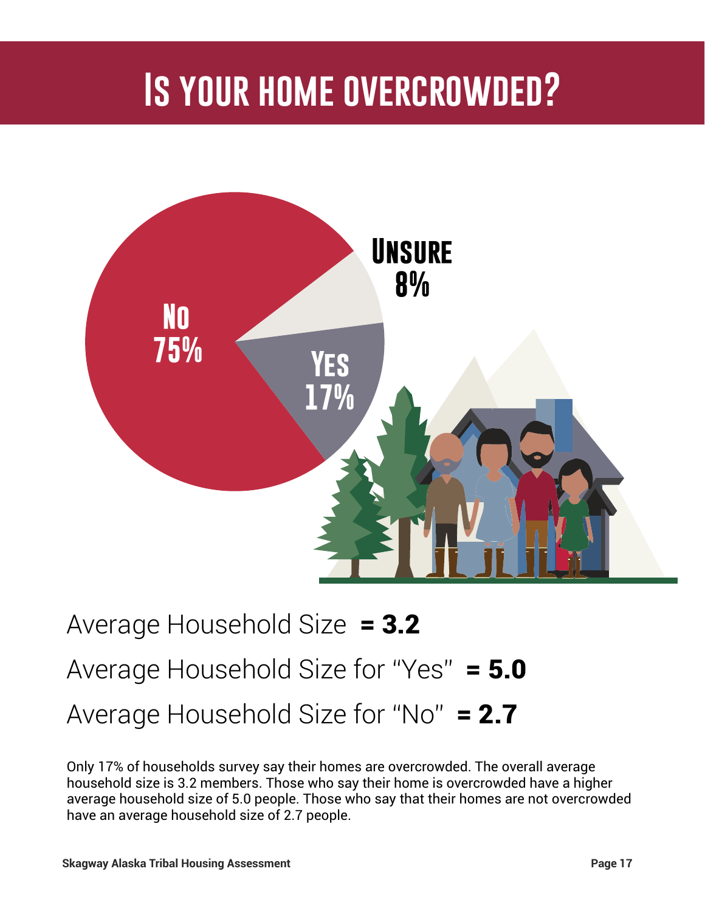# Is your home overcrowded?

No 75%

Unsure 8%

Yes 17%

Average Household Size **= 3.2**

Average Household Size for "Yes" **= 5.0**

Average Household Size for "No" **= 2.7**

Only 17% of households survey say their homes are overcrowded. The overall average household size is 3.2 members. Those who say their home is overcrowded have a higher average household size of 5.0 people. Those who say that their homes are not overcrowded have an average household size of 2.7 people.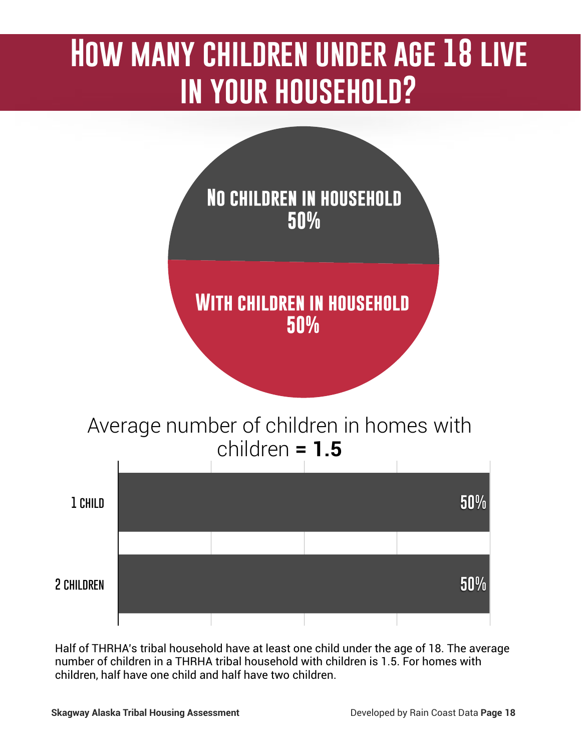# How many children under age 18 live in your household?

No children in household
50%

With children in household
50%

Average number of children in homes with children **= 1.5**

| | |
|---|---|
| 1 child | 50% |
| 2 children | 50% |

Half of THRHA's tribal household have at least one child under the age of 18. The average number of children in a THRHA tribal household with children is 1.5. For homes with children, half have one child and half have two children.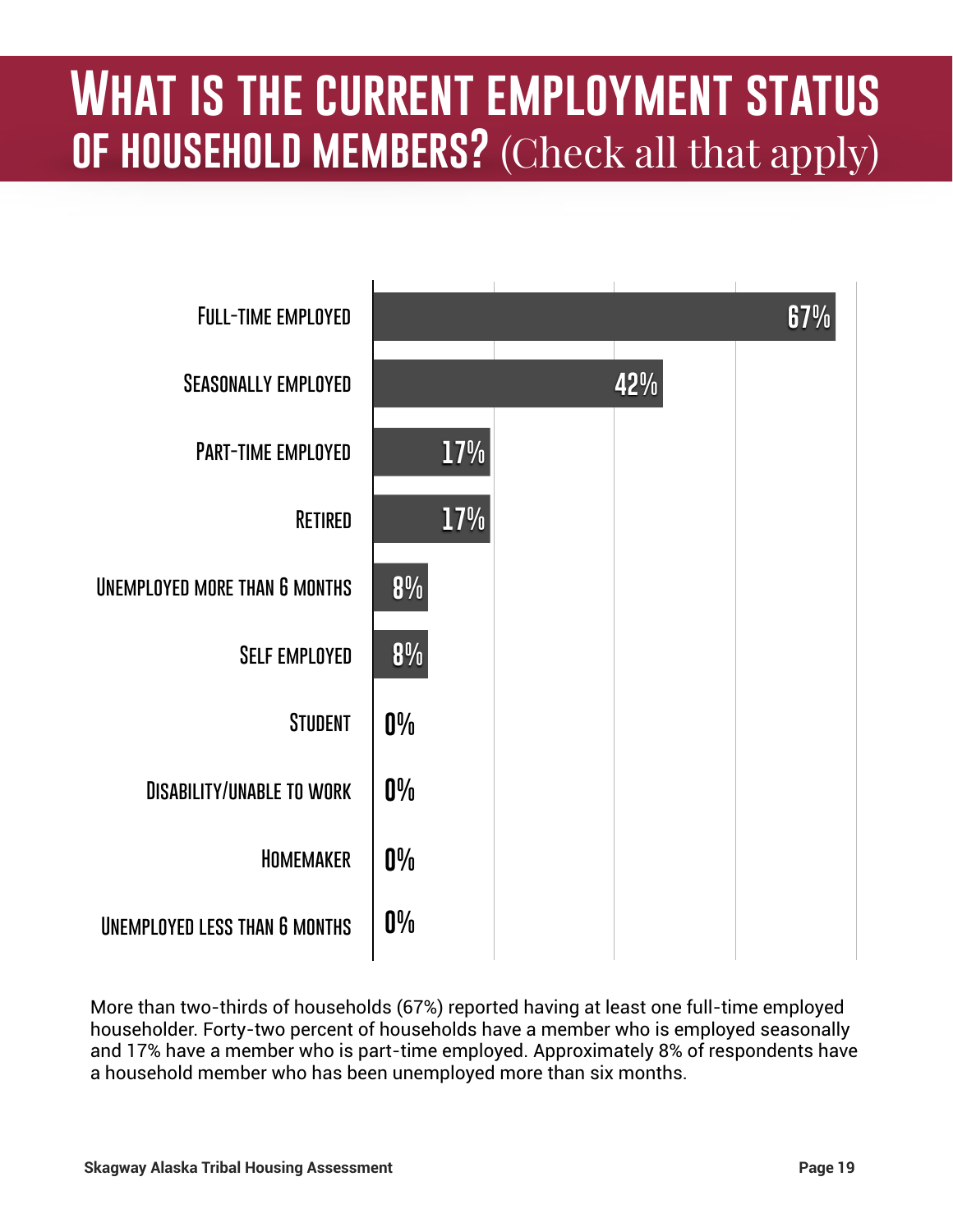# What is the current employment status of household members? (Check all that apply)

| Employment Status | Percent |
|---|---|
| Full-time employed | 67% |
| Seasonally employed | 42% |
| Part-time employed | 17% |
| Retired | 17% |
| Unemployed more than 6 months | 8% |
| Self employed | 8% |
| Student | 0% |
| Disability/unable to work | 0% |
| Homemaker | 0% |
| Unemployed less than 6 months | 0% |

More than two-thirds of households (67%) reported having at least one full-time employed householder. Forty-two percent of households have a member who is employed seasonally and 17% have a member who is part-time employed. Approximately 8% of respondents have a household member who has been unemployed more than six months.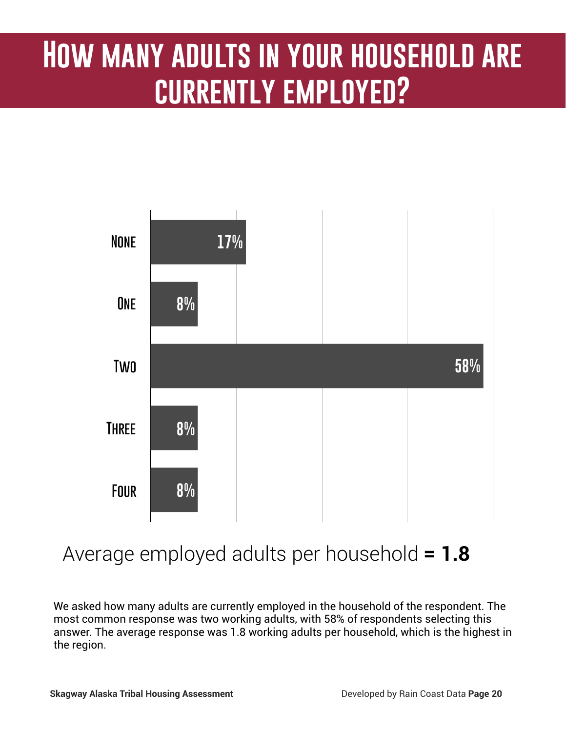# How many adults in your household are currently employed?

| Response | Percent |
|---|---|
| None | 17% |
| One | 8% |
| Two | 58% |
| Three | 8% |
| Four | 8% |

Average employed adults per household **= 1.8**

We asked how many adults are currently employed in the household of the respondent. The most common response was two working adults, with 58% of respondents selecting this answer. The average response was 1.8 working adults per household, which is the highest in the region.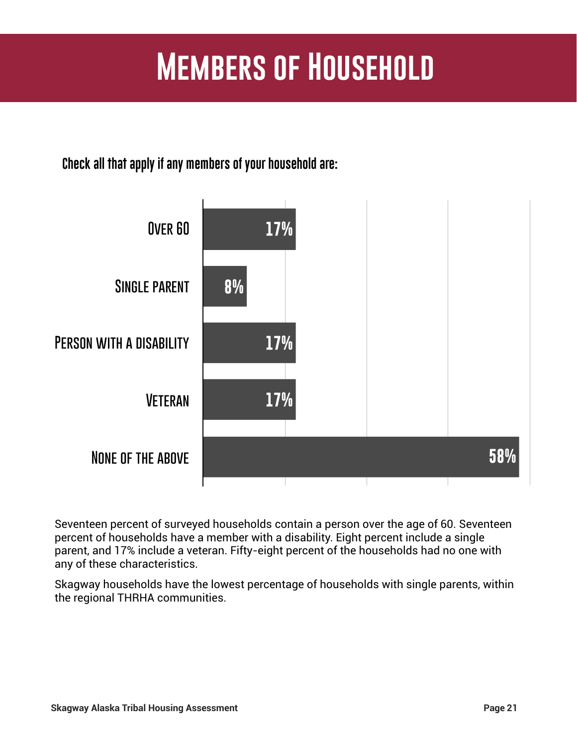# Members of Household

### Check all that apply if any members of your household are:

| Category | Percent |
|---|---|
| Over 60 | 17% |
| Single parent | 8% |
| Person with a disability | 17% |
| Veteran | 17% |
| None of the above | 58% |

Seventeen percent of surveyed households contain a person over the age of 60. Seventeen percent of households have a member with a disability. Eight percent include a single parent, and 17% include a veteran. Fifty-eight percent of the households had no one with any of these characteristics.

Skagway households have the lowest percentage of households with single parents, within the regional THRHA communities.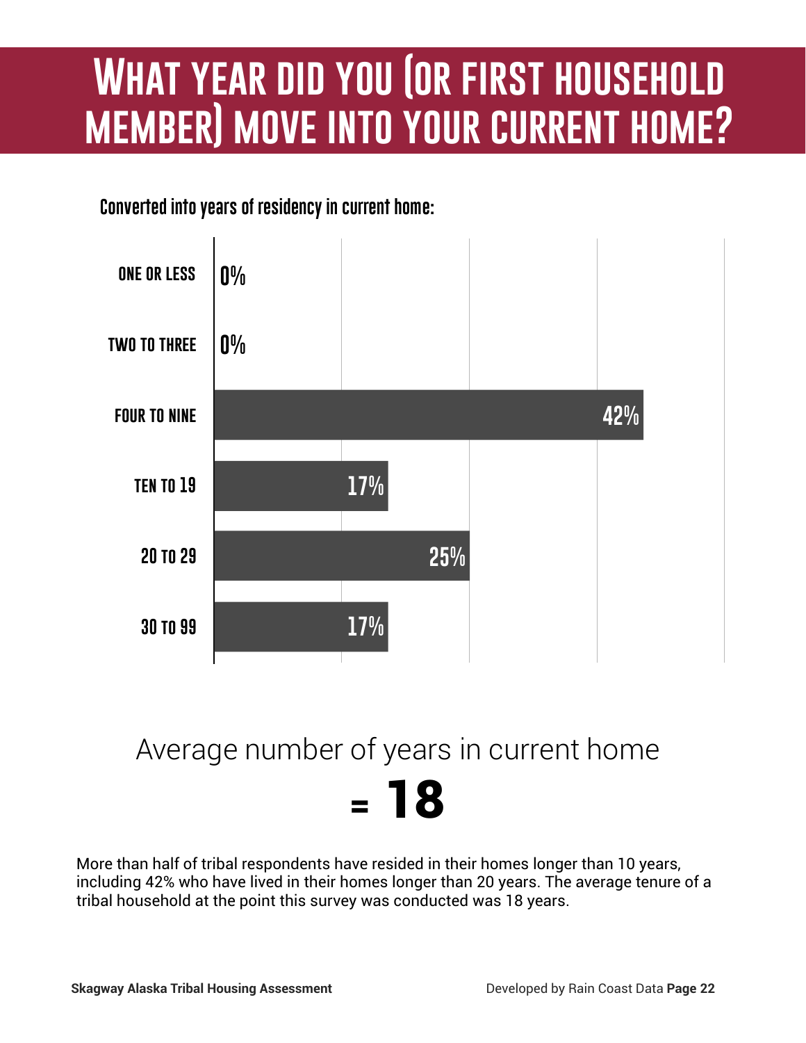# What year did you (or first household member) move into your current home?

**Converted into years of residency in current home:**

| Years | Percent |
|---|---|
| One or less | 0% |
| Two to three | 0% |
| Four to nine | 42% |
| Ten to 19 | 17% |
| 20 to 29 | 25% |
| 30 to 99 | 17% |

Average number of years in current home

**= 18**

More than half of tribal respondents have resided in their homes longer than 10 years, including 42% who have lived in their homes longer than 20 years. The average tenure of a tribal household at the point this survey was conducted was 18 years.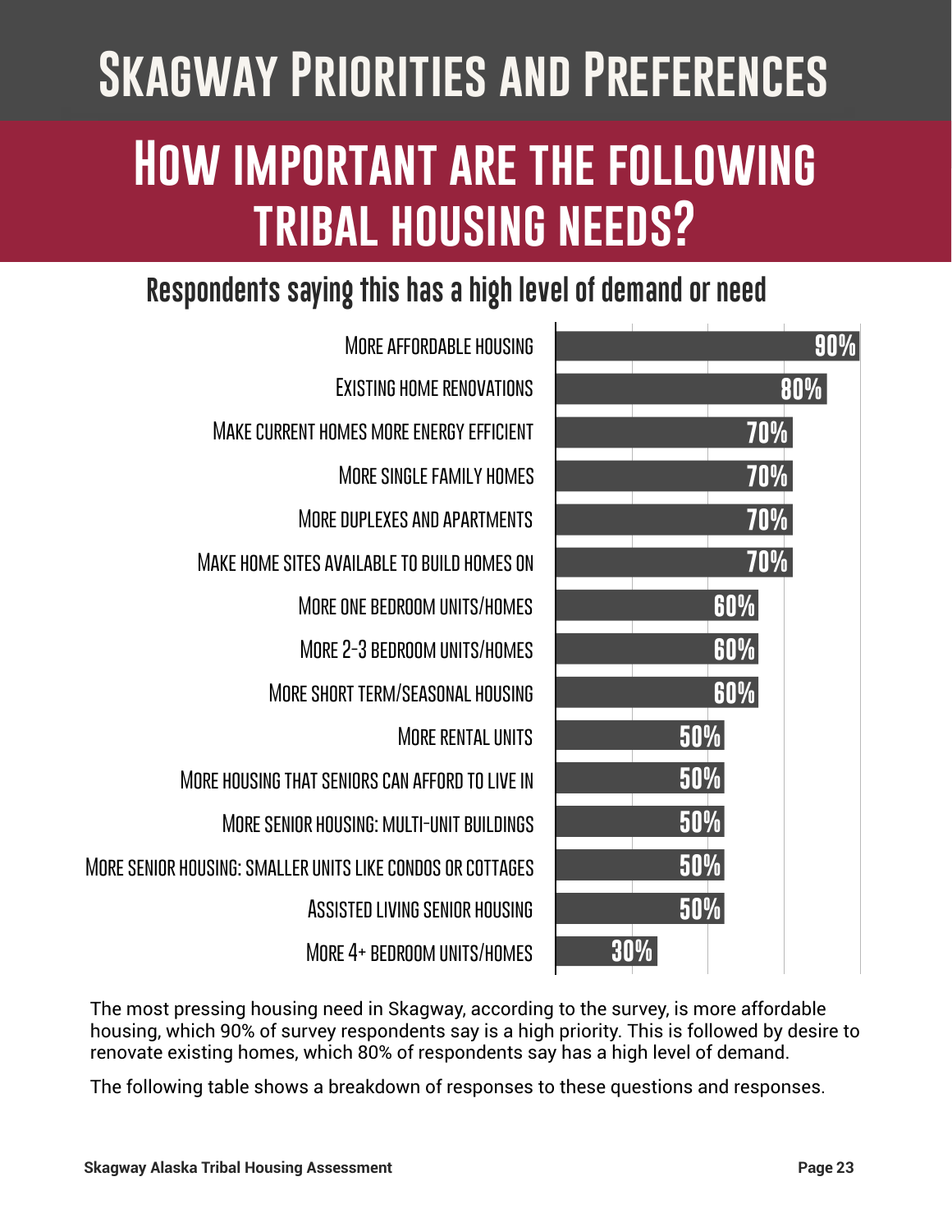# Skagway Priorities and Preferences

## How important are the following tribal housing needs?

### Respondents saying this has a high level of demand or need

| Housing need | Percent |
|---|---|
| More affordable housing | 90% |
| Existing home renovations | 80% |
| Make current homes more energy efficient | 70% |
| More single family homes | 70% |
| More duplexes and apartments | 70% |
| Make home sites available to build homes on | 70% |
| More one bedroom units/homes | 60% |
| More 2-3 bedroom units/homes | 60% |
| More short term/seasonal housing | 60% |
| More rental units | 50% |
| More housing that seniors can afford to live in | 50% |
| More senior housing: multi-unit buildings | 50% |
| More senior housing: smaller units like condos or cottages | 50% |
| Assisted living senior housing | 50% |
| More 4+ bedroom units/homes | 30% |

The most pressing housing need in Skagway, according to the survey, is more affordable housing, which 90% of survey respondents say is a high priority. This is followed by desire to renovate existing homes, which 80% of respondents say has a high level of demand.

The following table shows a breakdown of responses to these questions and responses.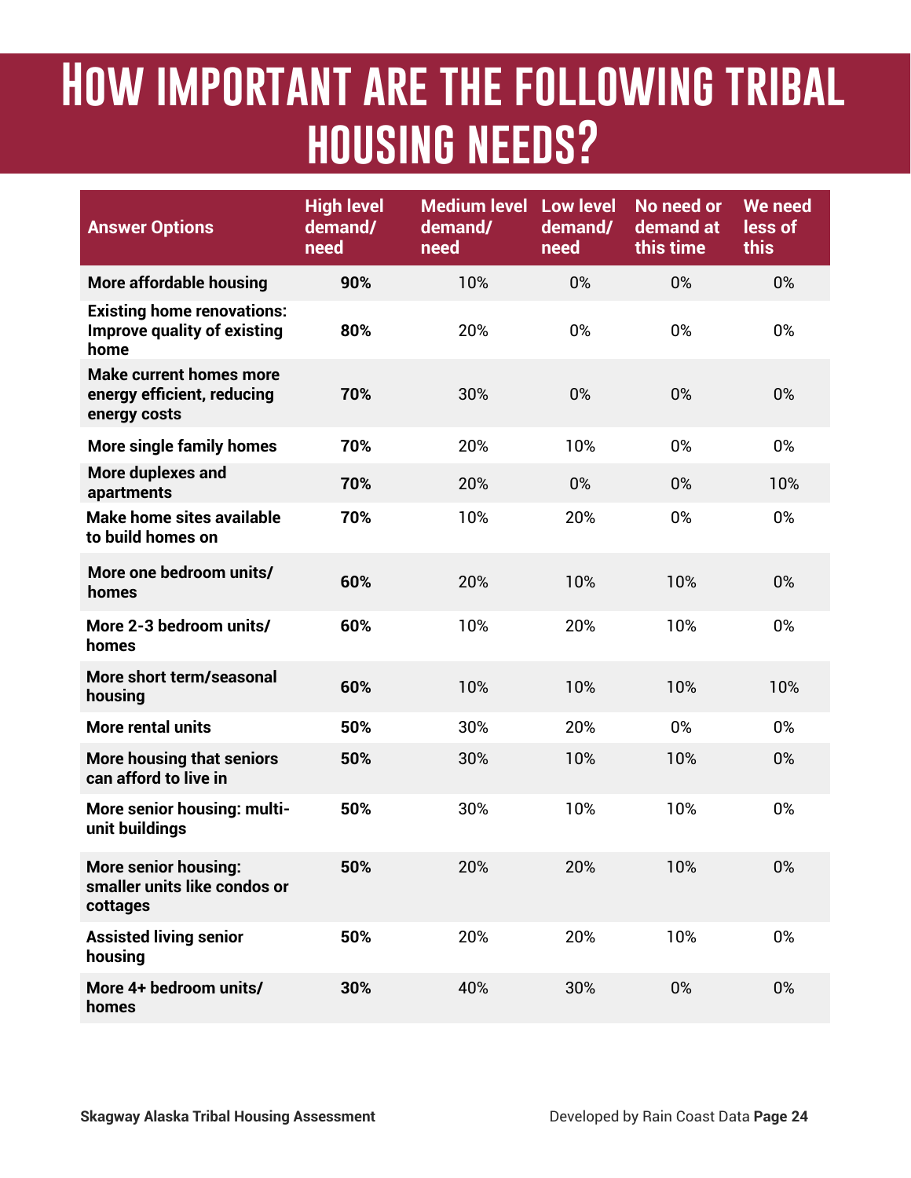# How important are the following tribal housing needs?

| Answer Options | High level demand/ need | Medium level demand/ need | Low level demand/ need | No need or demand at this time | We need less of this |
|---|---|---|---|---|---|
| **More affordable housing** | **90%** | 10% | 0% | 0% | 0% |
| **Existing home renovations: Improve quality of existing home** | **80%** | 20% | 0% | 0% | 0% |
| **Make current homes more energy efficient, reducing energy costs** | **70%** | 30% | 0% | 0% | 0% |
| **More single family homes** | **70%** | 20% | 10% | 0% | 0% |
| **More duplexes and apartments** | **70%** | 20% | 0% | 0% | 10% |
| **Make home sites available to build homes on** | **70%** | 10% | 20% | 0% | 0% |
| **More one bedroom units/ homes** | **60%** | 20% | 10% | 10% | 0% |
| **More 2-3 bedroom units/ homes** | **60%** | 10% | 20% | 10% | 0% |
| **More short term/seasonal housing** | **60%** | 10% | 10% | 10% | 10% |
| **More rental units** | **50%** | 30% | 20% | 0% | 0% |
| **More housing that seniors can afford to live in** | **50%** | 30% | 10% | 10% | 0% |
| **More senior housing: multi-unit buildings** | **50%** | 30% | 10% | 10% | 0% |
| **More senior housing: smaller units like condos or cottages** | **50%** | 20% | 20% | 10% | 0% |
| **Assisted living senior housing** | **50%** | 20% | 20% | 10% | 0% |
| **More 4+ bedroom units/ homes** | **30%** | 40% | 30% | 0% | 0% |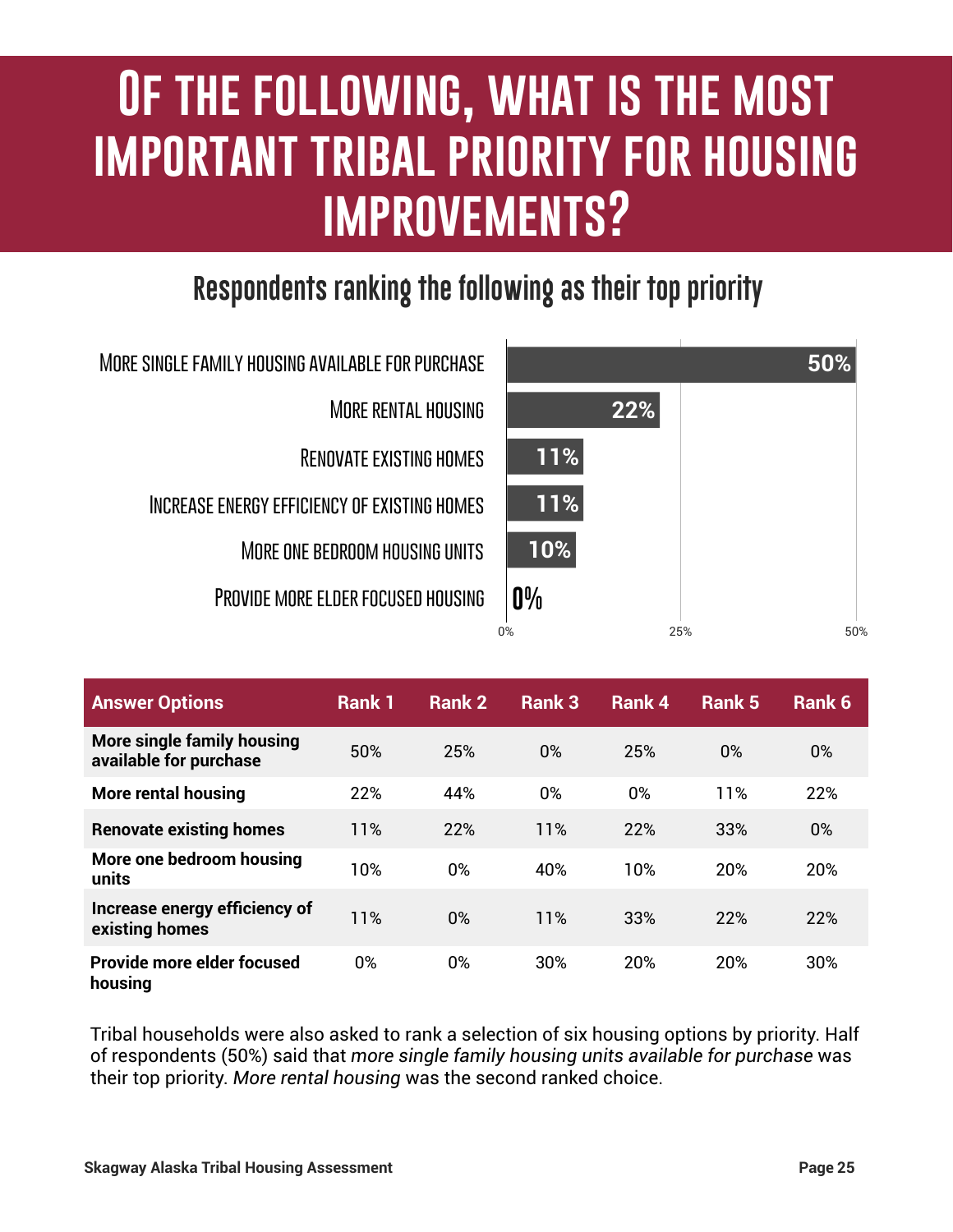# Of the following, what is the most important tribal priority for housing improvements?

## Respondents ranking the following as their top priority

| Priority | Percent |
|---|---|
| More single family housing available for purchase | 50% |
| More rental housing | 22% |
| Renovate existing homes | 11% |
| Increase energy efficiency of existing homes | 11% |
| More one bedroom housing units | 10% |
| Provide more elder focused housing | 0% |

| Answer Options | Rank 1 | Rank 2 | Rank 3 | Rank 4 | Rank 5 | Rank 6 |
|---|---|---|---|---|---|---|
| **More single family housing available for purchase** | 50% | 25% | 0% | 25% | 0% | 0% |
| **More rental housing** | 22% | 44% | 0% | 0% | 11% | 22% |
| **Renovate existing homes** | 11% | 22% | 11% | 22% | 33% | 0% |
| **More one bedroom housing units** | 10% | 0% | 40% | 10% | 20% | 20% |
| **Increase energy efficiency of existing homes** | 11% | 0% | 11% | 33% | 22% | 22% |
| **Provide more elder focused housing** | 0% | 0% | 30% | 20% | 20% | 30% |

Tribal households were also asked to rank a selection of six housing options by priority. Half of respondents (50%) said that *more single family housing units available for purchase* was their top priority. *More rental housing* was the second ranked choice.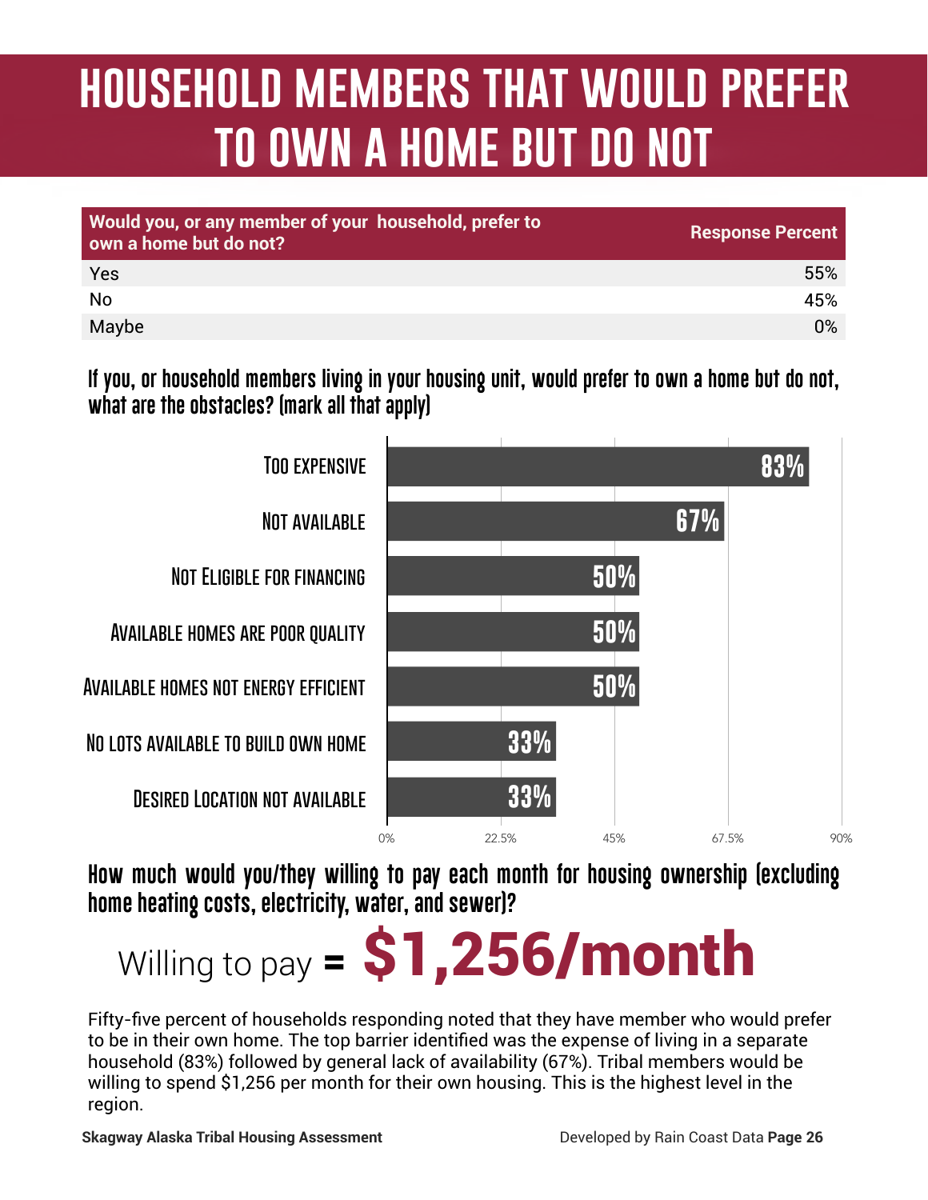# HOUSEHOLD MEMBERS THAT WOULD PREFER TO OWN A HOME BUT DO NOT

| Would you, or any member of your household, prefer to own a home but do not? | Response Percent |
|---|---|
| Yes | 55% |
| No | 45% |
| Maybe | 0% |

### If you, or household members living in your housing unit, would prefer to own a home but do not, what are the obstacles? (mark all that apply)

| Obstacle | Percent |
|---|---|
| Too expensive | 83% |
| Not available | 67% |
| Not eligible for financing | 50% |
| Available homes are poor quality | 50% |
| Available homes not energy efficient | 50% |
| No lots available to build own home | 33% |
| Desired location not available | 33% |

### How much would you/they willing to pay each month for housing ownership (excluding home heating costs, electricity, water, and sewer)?

Willing to pay = **$1,256/month**

Fifty-five percent of households responding noted that they have member who would prefer to be in their own home. The top barrier identified was the expense of living in a separate household (83%) followed by general lack of availability (67%). Tribal members would be willing to spend $1,256 per month for their own housing. This is the highest level in the region.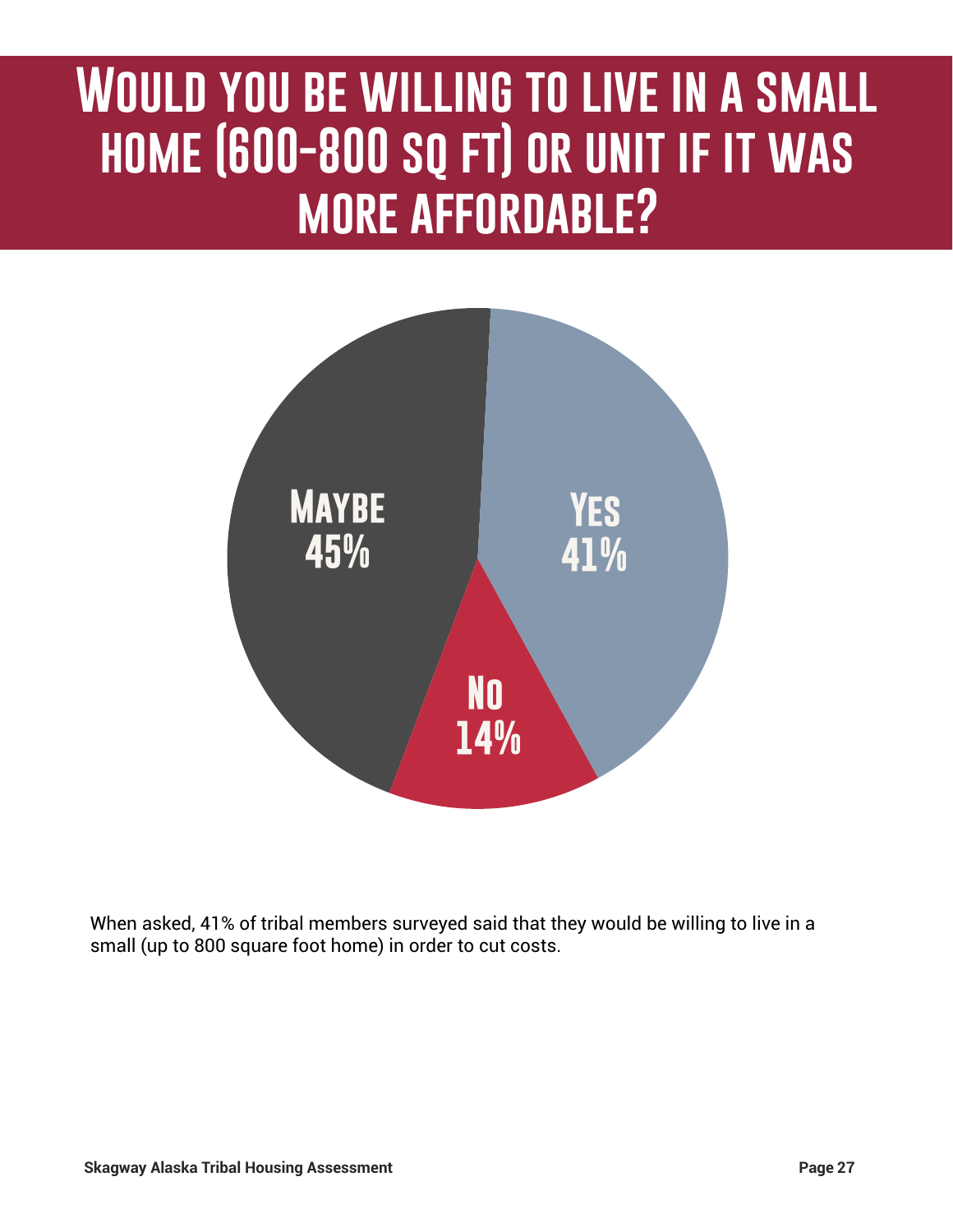# Would you be willing to live in a small home (600-800 sq ft) or unit if it was more affordable?

Maybe 45%

Yes 41%

No 14%

When asked, 41% of tribal members surveyed said that they would be willing to live in a small (up to 800 square foot home) in order to cut costs.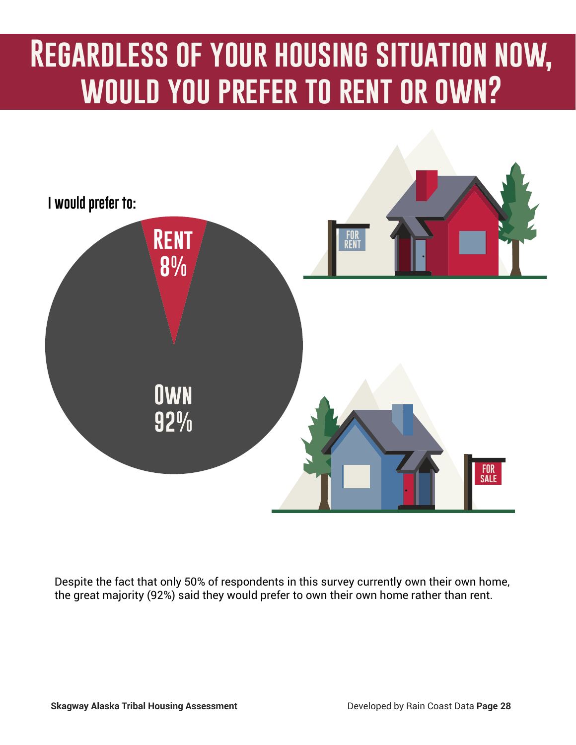# Regardless of your housing situation now, would you prefer to rent or own?

I would prefer to:

Rent 8%

Own 92%

FOR RENT

FOR SALE

Despite the fact that only 50% of respondents in this survey currently own their own home, the great majority (92%) said they would prefer to own their own home rather than rent.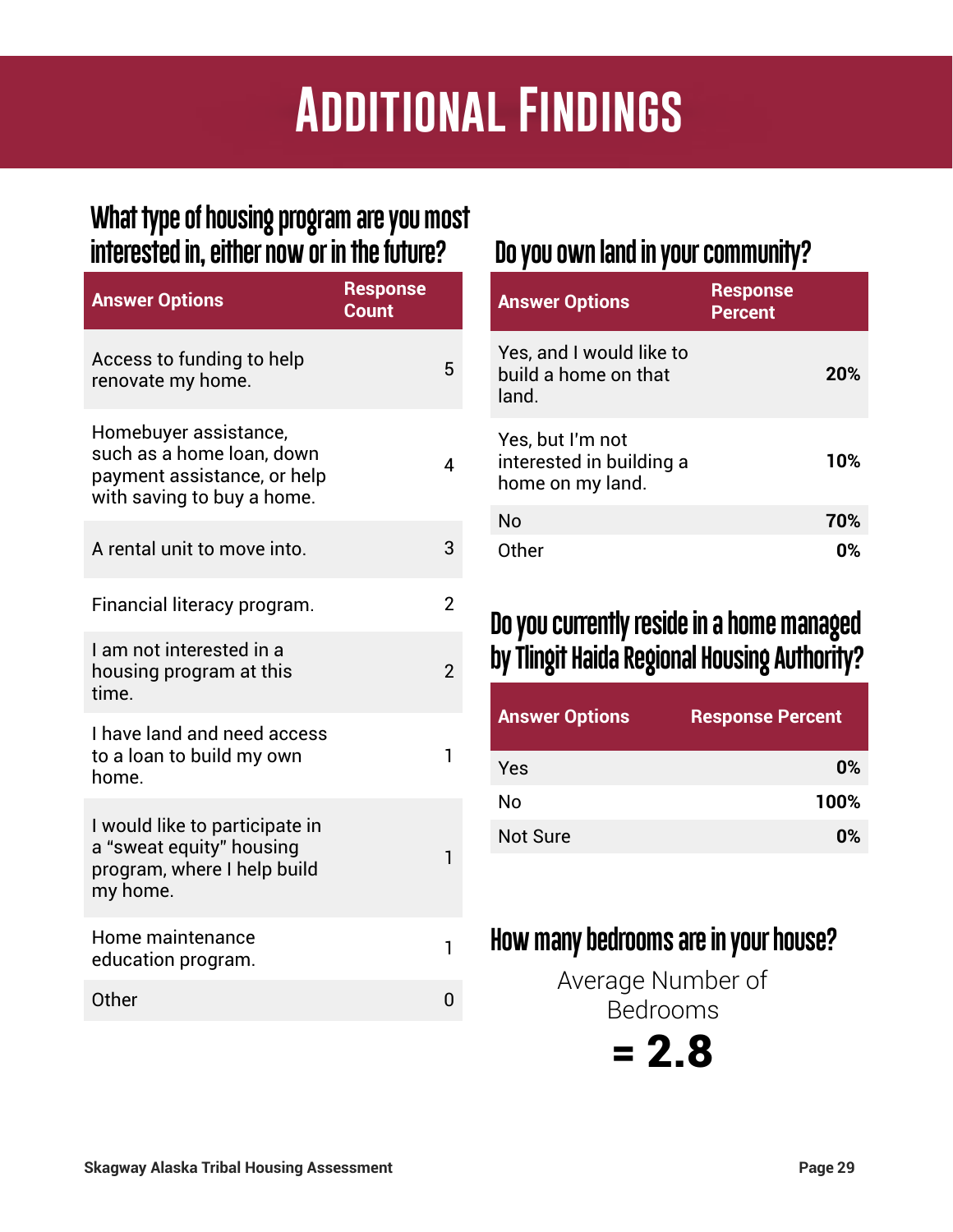# Additional Findings

## What type of housing program are you most interested in, either now or in the future?

| Answer Options | Response Count |
|---|---|
| Access to funding to help renovate my home. | 5 |
| Homebuyer assistance, such as a home loan, down payment assistance, or help with saving to buy a home. | 4 |
| A rental unit to move into. | 3 |
| Financial literacy program. | 2 |
| I am not interested in a housing program at this time. | 2 |
| I have land and need access to a loan to build my own home. | 1 |
| I would like to participate in a "sweat equity" housing program, where I help build my home. | 1 |
| Home maintenance education program. | 1 |
| Other | 0 |

## Do you own land in your community?

| Answer Options | Response Percent |
|---|---|
| Yes, and I would like to build a home on that land. | 20% |
| Yes, but I'm not interested in building a home on my land. | 10% |
| No | 70% |
| Other | 0% |

## Do you currently reside in a home managed by Tlingit Haida Regional Housing Authority?

| Answer Options | Response Percent |
|---|---|
| Yes | 0% |
| No | 100% |
| Not Sure | 0% |

## How many bedrooms are in your house?

Average Number of Bedrooms

**= 2.8**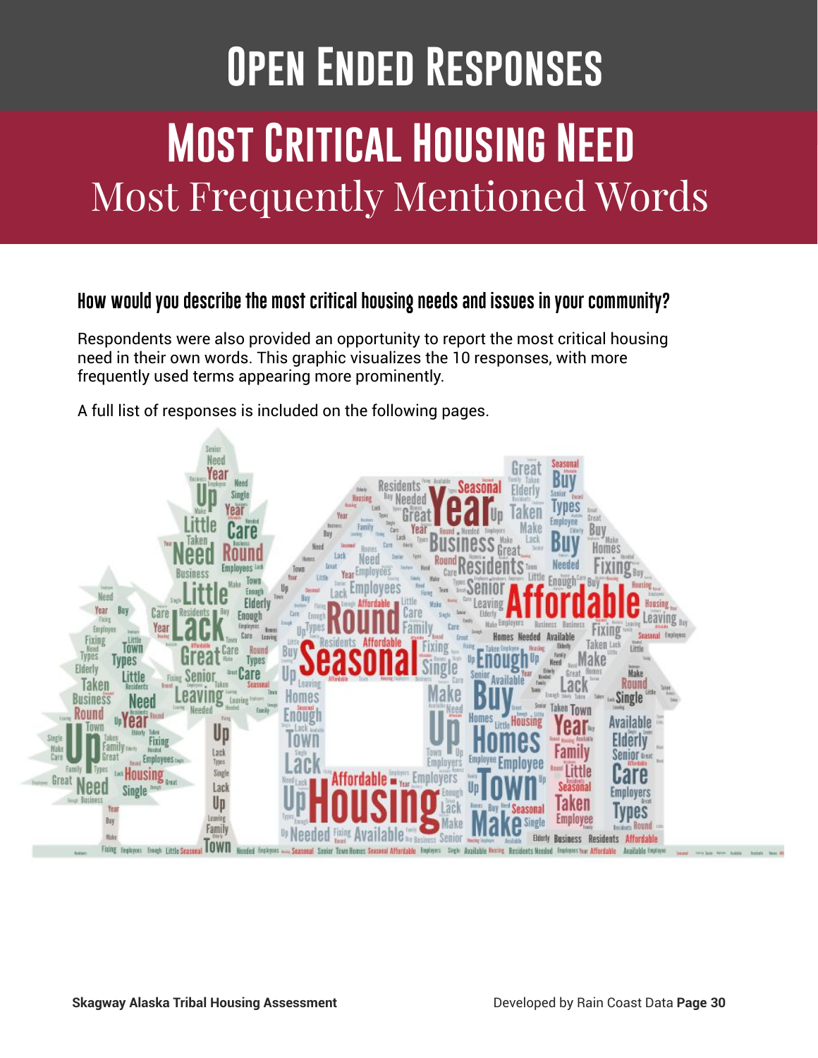# Open Ended Responses

## Most Critical Housing Need

Most Frequently Mentioned Words

### How would you describe the most critical housing needs and issues in your community?

Respondents were also provided an opportunity to report the most critical housing need in their own words. This graphic visualizes the 10 responses, with more frequently used terms appearing more prominently.

A full list of responses is included on the following pages.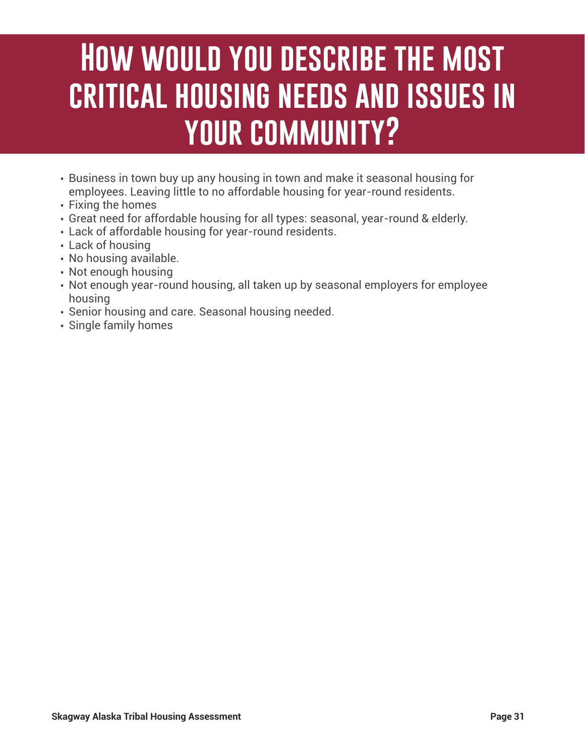# How would you describe the most critical housing needs and issues in your community?

- Business in town buy up any housing in town and make it seasonal housing for employees. Leaving little to no affordable housing for year-round residents.
- Fixing the homes
- Great need for affordable housing for all types: seasonal, year-round & elderly.
- Lack of affordable housing for year-round residents.
- Lack of housing
- No housing available.
- Not enough housing
- Not enough year-round housing, all taken up by seasonal employers for employee housing
- Senior housing and care. Seasonal housing needed.
- Single family homes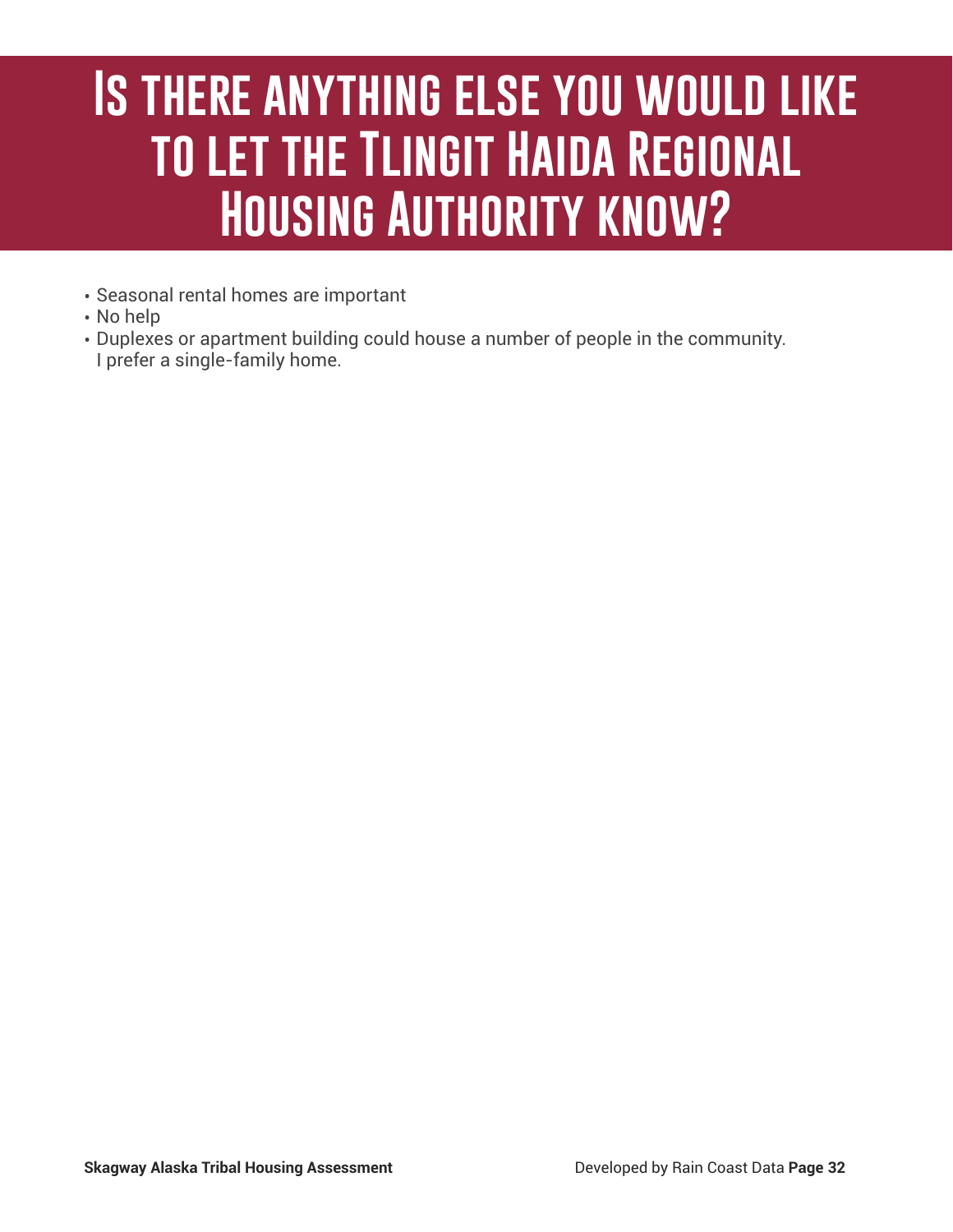# Is there anything else you would like to let the Tlingit Haida Regional Housing Authority know?

- Seasonal rental homes are important
- No help
- Duplexes or apartment building could house a number of people in the community. I prefer a single-family home.